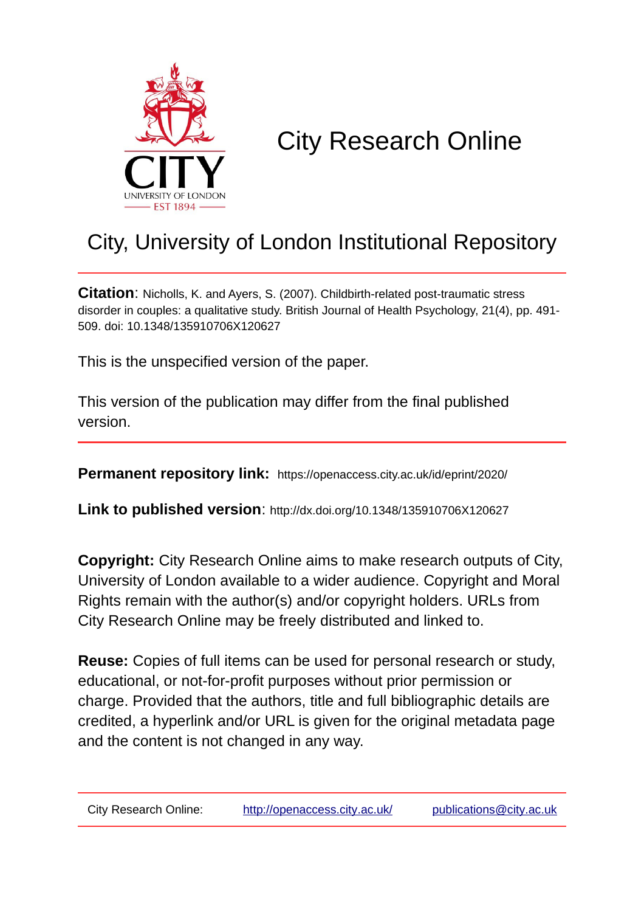# City Research Online

## City, University of London Institutional Repository

**Citation**: Nicholls, K. and Ayers, S. (2007). Childbirth-related post-traumatic stress disorder in couples: a qualitative study. British Journal of Health Psychology, 21(4), pp. 491-509. doi: 10.1348/135910706X120627

This is the unspecified version of the paper.

This version of the publication may differ from the final published version.

**Permanent repository link:** https://openaccess.city.ac.uk/id/eprint/2020/

**Link to published version**: http://dx.doi.org/10.1348/135910706X120627

**Copyright:** City Research Online aims to make research outputs of City, University of London available to a wider audience. Copyright and Moral Rights remain with the author(s) and/or copyright holders. URLs from City Research Online may be freely distributed and linked to.

**Reuse:** Copies of full items can be used for personal research or study, educational, or not-for-profit purposes without prior permission or charge. Provided that the authors, title and full bibliographic details are credited, a hyperlink and/or URL is given for the original metadata page and the content is not changed in any way.

City Research Online: http://openaccess.city.ac.uk/ publications@city.ac.uk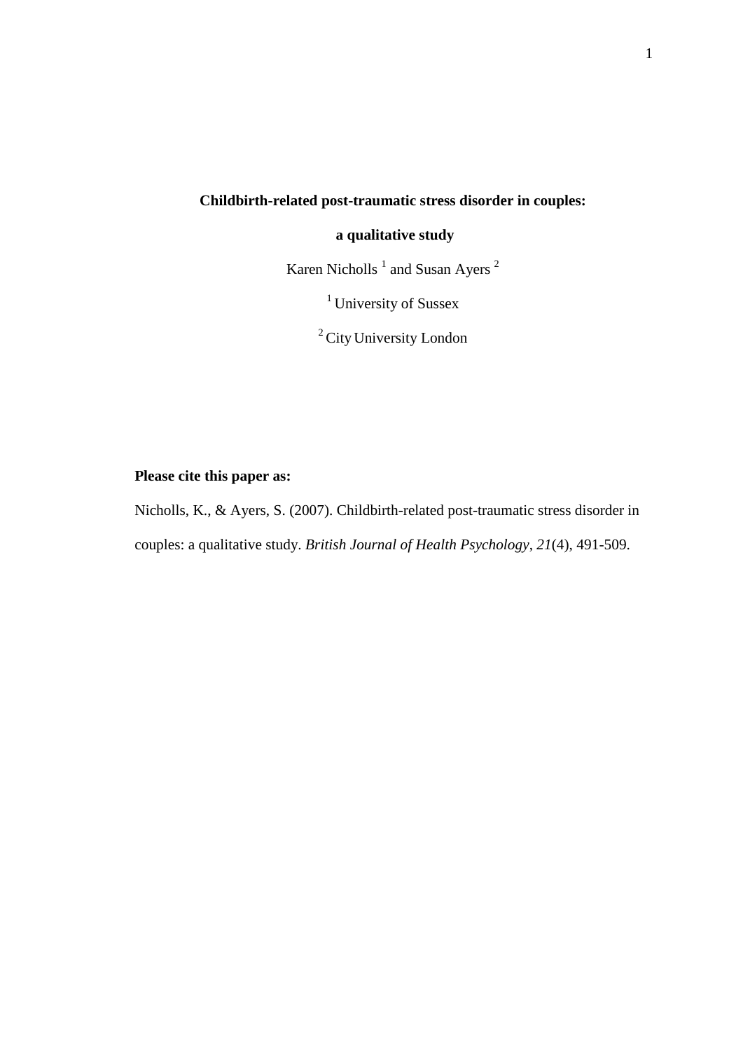**Childbirth-related post-traumatic stress disorder in couples:**

**a qualitative study**

Karen Nicholls [1] and Susan Ayers [2]

[1] University of Sussex

[2] City University London

**Please cite this paper as:**

Nicholls, K., & Ayers, S. (2007). Childbirth-related post-traumatic stress disorder in couples: a qualitative study. *British Journal of Health Psychology, 21*(4), 491-509.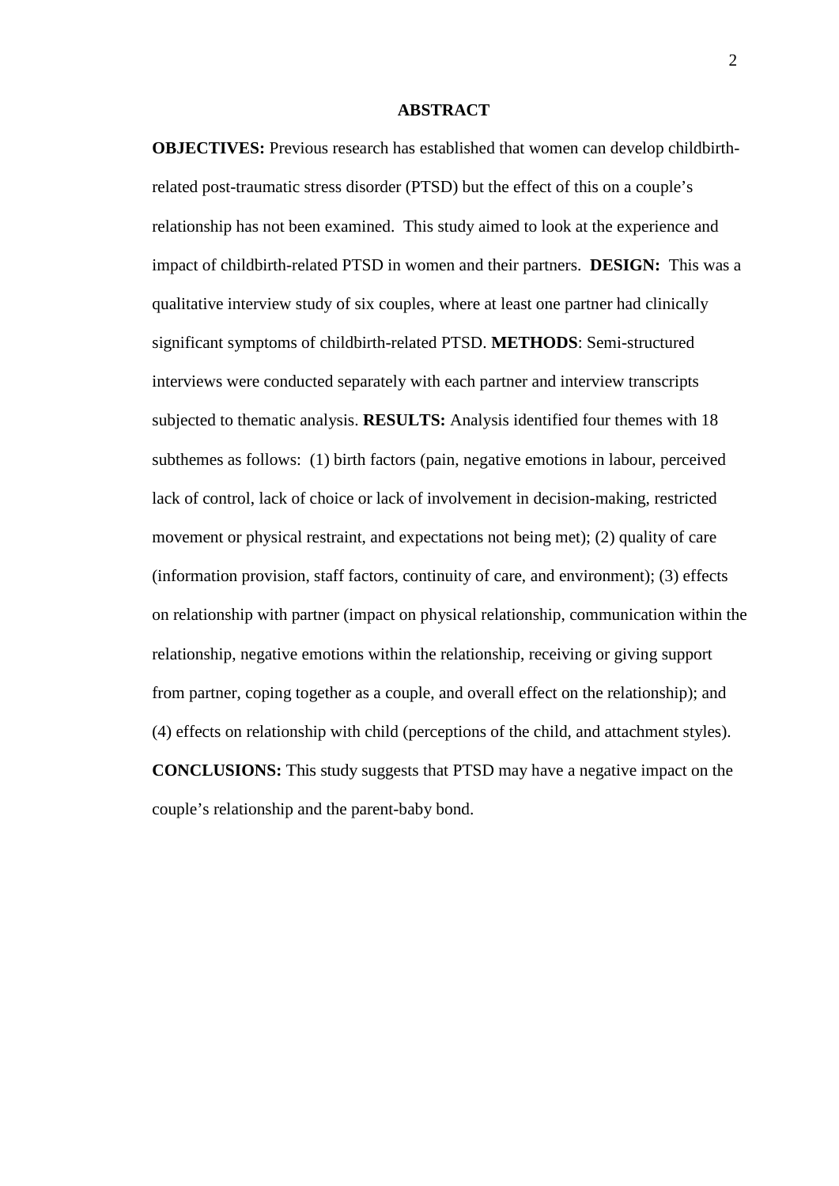## ABSTRACT

**OBJECTIVES:** Previous research has established that women can develop childbirth-related post-traumatic stress disorder (PTSD) but the effect of this on a couple's relationship has not been examined. This study aimed to look at the experience and impact of childbirth-related PTSD in women and their partners. **DESIGN:** This was a qualitative interview study of six couples, where at least one partner had clinically significant symptoms of childbirth-related PTSD. **METHODS**: Semi-structured interviews were conducted separately with each partner and interview transcripts subjected to thematic analysis. **RESULTS:** Analysis identified four themes with 18 subthemes as follows: (1) birth factors (pain, negative emotions in labour, perceived lack of control, lack of choice or lack of involvement in decision-making, restricted movement or physical restraint, and expectations not being met); (2) quality of care (information provision, staff factors, continuity of care, and environment); (3) effects on relationship with partner (impact on physical relationship, communication within the relationship, negative emotions within the relationship, receiving or giving support from partner, coping together as a couple, and overall effect on the relationship); and (4) effects on relationship with child (perceptions of the child, and attachment styles). **CONCLUSIONS:** This study suggests that PTSD may have a negative impact on the couple's relationship and the parent-baby bond.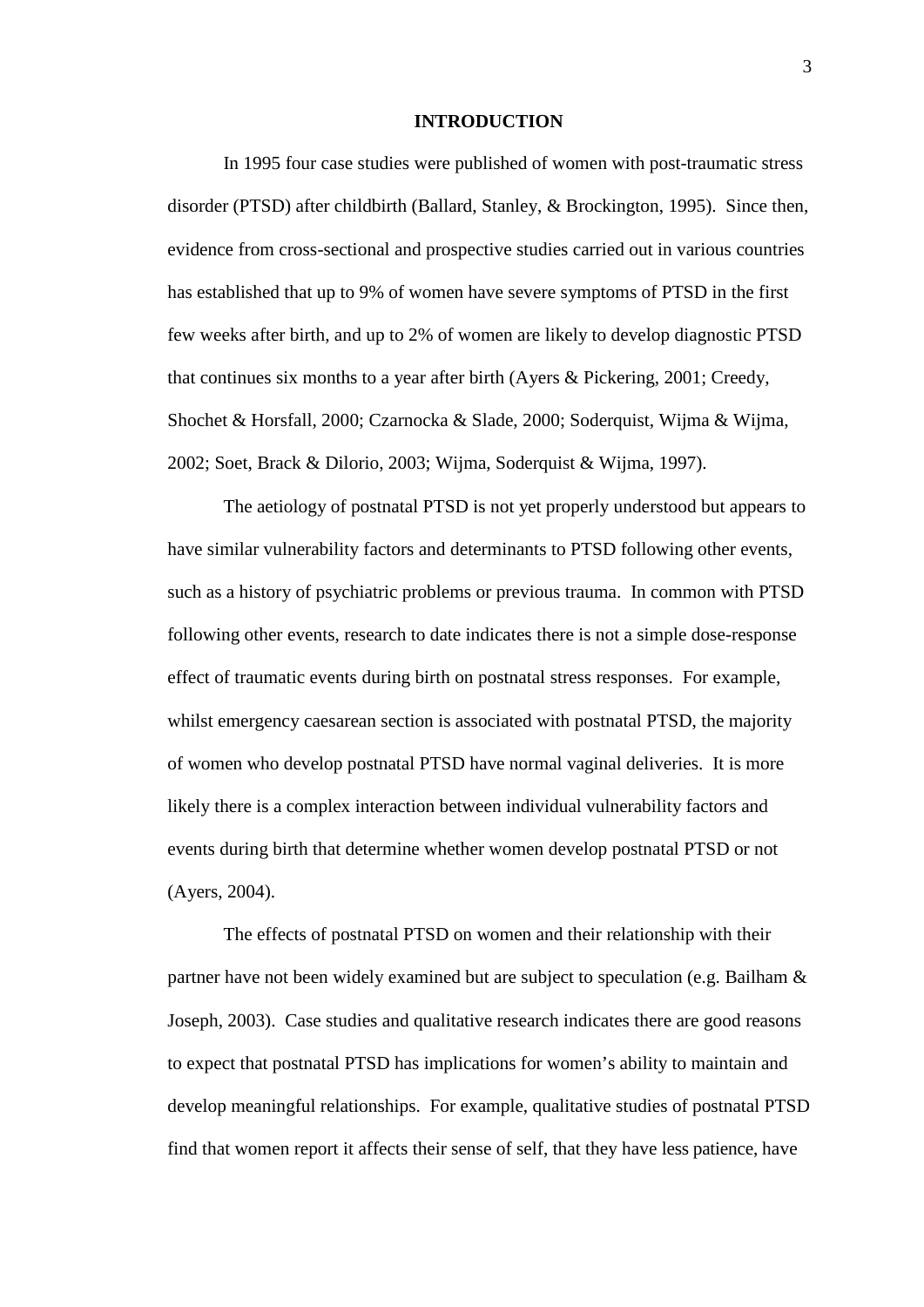# INTRODUCTION

In 1995 four case studies were published of women with post-traumatic stress disorder (PTSD) after childbirth (Ballard, Stanley, & Brockington, 1995). Since then, evidence from cross-sectional and prospective studies carried out in various countries has established that up to 9% of women have severe symptoms of PTSD in the first few weeks after birth, and up to 2% of women are likely to develop diagnostic PTSD that continues six months to a year after birth (Ayers & Pickering, 2001; Creedy, Shochet & Horsfall, 2000; Czarnocka & Slade, 2000; Soderquist, Wijma & Wijma, 2002; Soet, Brack & Dilorio, 2003; Wijma, Soderquist & Wijma, 1997).

The aetiology of postnatal PTSD is not yet properly understood but appears to have similar vulnerability factors and determinants to PTSD following other events, such as a history of psychiatric problems or previous trauma. In common with PTSD following other events, research to date indicates there is not a simple dose-response effect of traumatic events during birth on postnatal stress responses. For example, whilst emergency caesarean section is associated with postnatal PTSD, the majority of women who develop postnatal PTSD have normal vaginal deliveries. It is more likely there is a complex interaction between individual vulnerability factors and events during birth that determine whether women develop postnatal PTSD or not (Ayers, 2004).

The effects of postnatal PTSD on women and their relationship with their partner have not been widely examined but are subject to speculation (e.g. Bailham & Joseph, 2003). Case studies and qualitative research indicates there are good reasons to expect that postnatal PTSD has implications for women's ability to maintain and develop meaningful relationships. For example, qualitative studies of postnatal PTSD find that women report it affects their sense of self, that they have less patience, have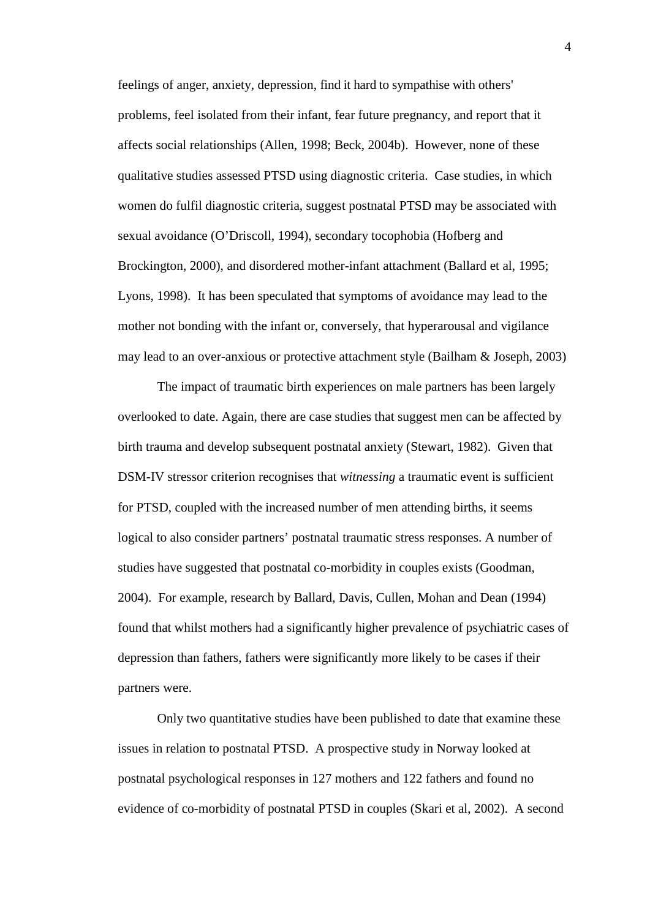feelings of anger, anxiety, depression, find it hard to sympathise with others' problems, feel isolated from their infant, fear future pregnancy, and report that it affects social relationships (Allen, 1998; Beck, 2004b). However, none of these qualitative studies assessed PTSD using diagnostic criteria. Case studies, in which women do fulfil diagnostic criteria, suggest postnatal PTSD may be associated with sexual avoidance (O'Driscoll, 1994), secondary tocophobia (Hofberg and Brockington, 2000), and disordered mother-infant attachment (Ballard et al, 1995; Lyons, 1998). It has been speculated that symptoms of avoidance may lead to the mother not bonding with the infant or, conversely, that hyperarousal and vigilance may lead to an over-anxious or protective attachment style (Bailham & Joseph, 2003)

The impact of traumatic birth experiences on male partners has been largely overlooked to date. Again, there are case studies that suggest men can be affected by birth trauma and develop subsequent postnatal anxiety (Stewart, 1982). Given that DSM-IV stressor criterion recognises that *witnessing* a traumatic event is sufficient for PTSD, coupled with the increased number of men attending births, it seems logical to also consider partners' postnatal traumatic stress responses. A number of studies have suggested that postnatal co-morbidity in couples exists (Goodman, 2004). For example, research by Ballard, Davis, Cullen, Mohan and Dean (1994) found that whilst mothers had a significantly higher prevalence of psychiatric cases of depression than fathers, fathers were significantly more likely to be cases if their partners were.

Only two quantitative studies have been published to date that examine these issues in relation to postnatal PTSD. A prospective study in Norway looked at postnatal psychological responses in 127 mothers and 122 fathers and found no evidence of co-morbidity of postnatal PTSD in couples (Skari et al, 2002). A second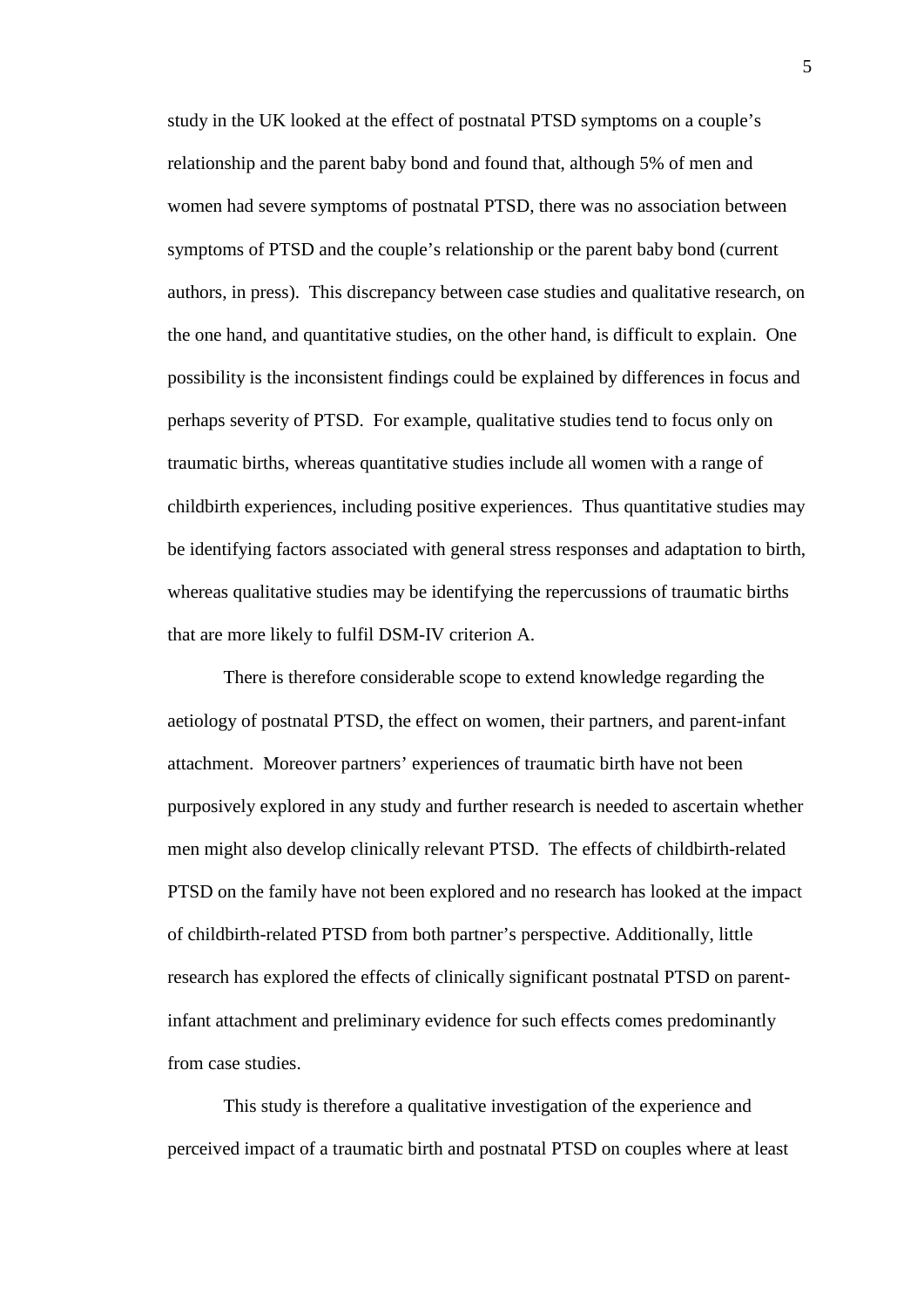study in the UK looked at the effect of postnatal PTSD symptoms on a couple's relationship and the parent baby bond and found that, although 5% of men and women had severe symptoms of postnatal PTSD, there was no association between symptoms of PTSD and the couple's relationship or the parent baby bond (current authors, in press). This discrepancy between case studies and qualitative research, on the one hand, and quantitative studies, on the other hand, is difficult to explain. One possibility is the inconsistent findings could be explained by differences in focus and perhaps severity of PTSD. For example, qualitative studies tend to focus only on traumatic births, whereas quantitative studies include all women with a range of childbirth experiences, including positive experiences. Thus quantitative studies may be identifying factors associated with general stress responses and adaptation to birth, whereas qualitative studies may be identifying the repercussions of traumatic births that are more likely to fulfil DSM-IV criterion A.

There is therefore considerable scope to extend knowledge regarding the aetiology of postnatal PTSD, the effect on women, their partners, and parent-infant attachment. Moreover partners' experiences of traumatic birth have not been purposively explored in any study and further research is needed to ascertain whether men might also develop clinically relevant PTSD. The effects of childbirth-related PTSD on the family have not been explored and no research has looked at the impact of childbirth-related PTSD from both partner's perspective. Additionally, little research has explored the effects of clinically significant postnatal PTSD on parent-infant attachment and preliminary evidence for such effects comes predominantly from case studies.

This study is therefore a qualitative investigation of the experience and perceived impact of a traumatic birth and postnatal PTSD on couples where at least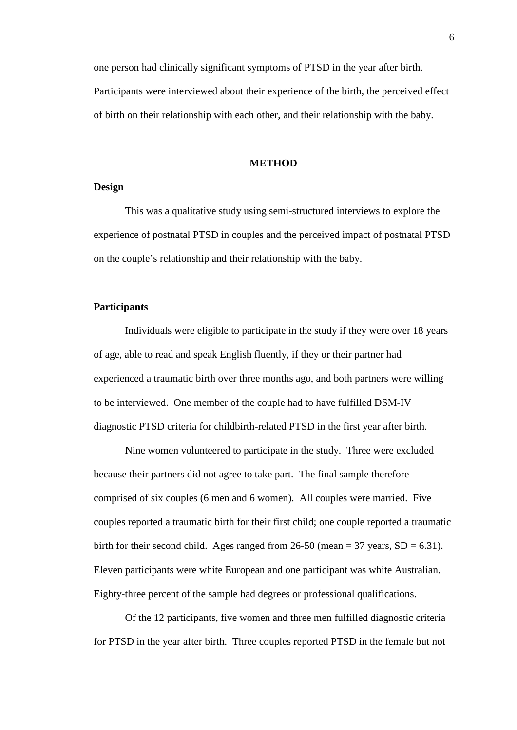one person had clinically significant symptoms of PTSD in the year after birth. Participants were interviewed about their experience of the birth, the perceived effect of birth on their relationship with each other, and their relationship with the baby.

## METHOD

### Design

This was a qualitative study using semi-structured interviews to explore the experience of postnatal PTSD in couples and the perceived impact of postnatal PTSD on the couple's relationship and their relationship with the baby.

### Participants

Individuals were eligible to participate in the study if they were over 18 years of age, able to read and speak English fluently, if they or their partner had experienced a traumatic birth over three months ago, and both partners were willing to be interviewed. One member of the couple had to have fulfilled DSM-IV diagnostic PTSD criteria for childbirth-related PTSD in the first year after birth.

Nine women volunteered to participate in the study. Three were excluded because their partners did not agree to take part. The final sample therefore comprised of six couples (6 men and 6 women). All couples were married. Five couples reported a traumatic birth for their first child; one couple reported a traumatic birth for their second child. Ages ranged from 26-50 (mean = 37 years, SD = 6.31). Eleven participants were white European and one participant was white Australian. Eighty-three percent of the sample had degrees or professional qualifications.

Of the 12 participants, five women and three men fulfilled diagnostic criteria for PTSD in the year after birth. Three couples reported PTSD in the female but not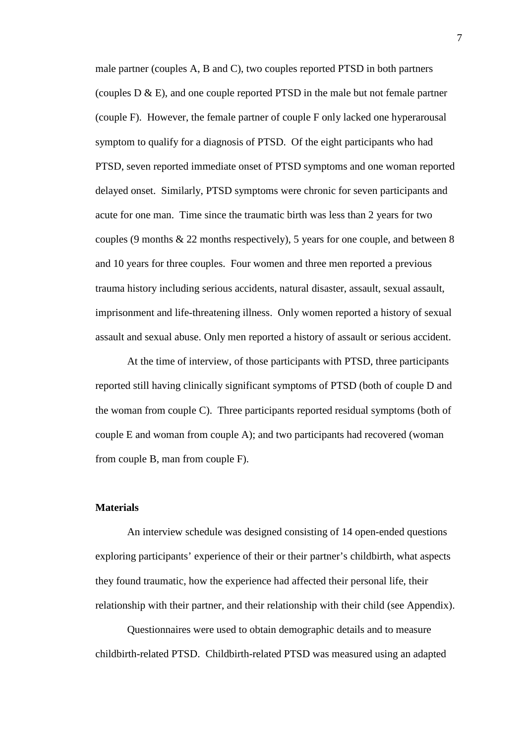male partner (couples A, B and C), two couples reported PTSD in both partners (couples D & E), and one couple reported PTSD in the male but not female partner (couple F). However, the female partner of couple F only lacked one hyperarousal symptom to qualify for a diagnosis of PTSD. Of the eight participants who had PTSD, seven reported immediate onset of PTSD symptoms and one woman reported delayed onset. Similarly, PTSD symptoms were chronic for seven participants and acute for one man. Time since the traumatic birth was less than 2 years for two couples (9 months & 22 months respectively), 5 years for one couple, and between 8 and 10 years for three couples. Four women and three men reported a previous trauma history including serious accidents, natural disaster, assault, sexual assault, imprisonment and life-threatening illness. Only women reported a history of sexual assault and sexual abuse. Only men reported a history of assault or serious accident.

At the time of interview, of those participants with PTSD, three participants reported still having clinically significant symptoms of PTSD (both of couple D and the woman from couple C). Three participants reported residual symptoms (both of couple E and woman from couple A); and two participants had recovered (woman from couple B, man from couple F).

**Materials**

An interview schedule was designed consisting of 14 open-ended questions exploring participants' experience of their or their partner's childbirth, what aspects they found traumatic, how the experience had affected their personal life, their relationship with their partner, and their relationship with their child (see Appendix).

Questionnaires were used to obtain demographic details and to measure childbirth-related PTSD. Childbirth-related PTSD was measured using an adapted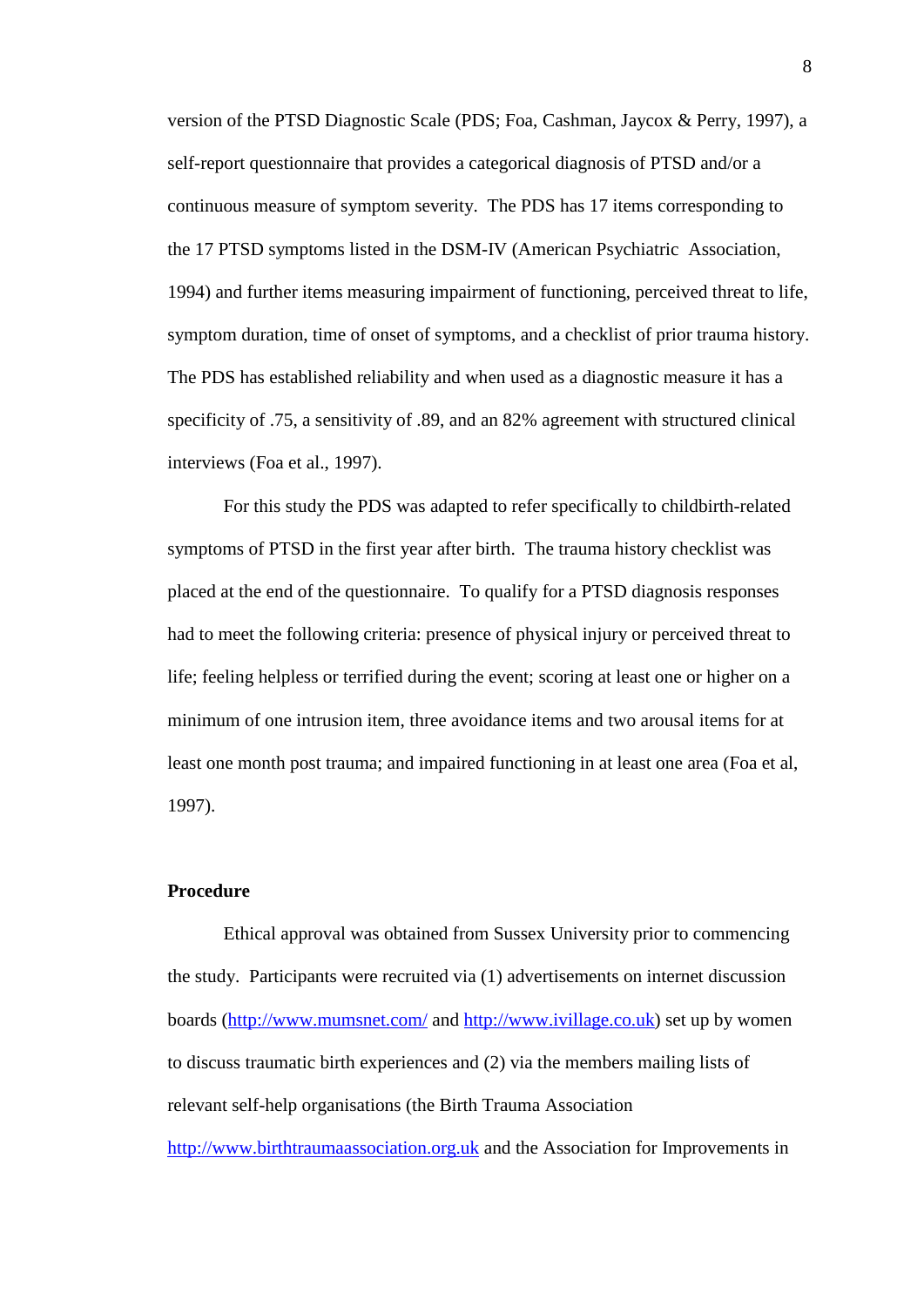version of the PTSD Diagnostic Scale (PDS; Foa, Cashman, Jaycox & Perry, 1997), a self-report questionnaire that provides a categorical diagnosis of PTSD and/or a continuous measure of symptom severity. The PDS has 17 items corresponding to the 17 PTSD symptoms listed in the DSM-IV (American Psychiatric Association, 1994) and further items measuring impairment of functioning, perceived threat to life, symptom duration, time of onset of symptoms, and a checklist of prior trauma history. The PDS has established reliability and when used as a diagnostic measure it has a specificity of .75, a sensitivity of .89, and an 82% agreement with structured clinical interviews (Foa et al., 1997).

For this study the PDS was adapted to refer specifically to childbirth-related symptoms of PTSD in the first year after birth. The trauma history checklist was placed at the end of the questionnaire. To qualify for a PTSD diagnosis responses had to meet the following criteria: presence of physical injury or perceived threat to life; feeling helpless or terrified during the event; scoring at least one or higher on a minimum of one intrusion item, three avoidance items and two arousal items for at least one month post trauma; and impaired functioning in at least one area (Foa et al, 1997).

**Procedure**

Ethical approval was obtained from Sussex University prior to commencing the study. Participants were recruited via (1) advertisements on internet discussion boards (http://www.mumsnet.com/ and http://www.ivillage.co.uk) set up by women to discuss traumatic birth experiences and (2) via the members mailing lists of relevant self-help organisations (the Birth Trauma Association http://www.birthtraumaassociation.org.uk and the Association for Improvements in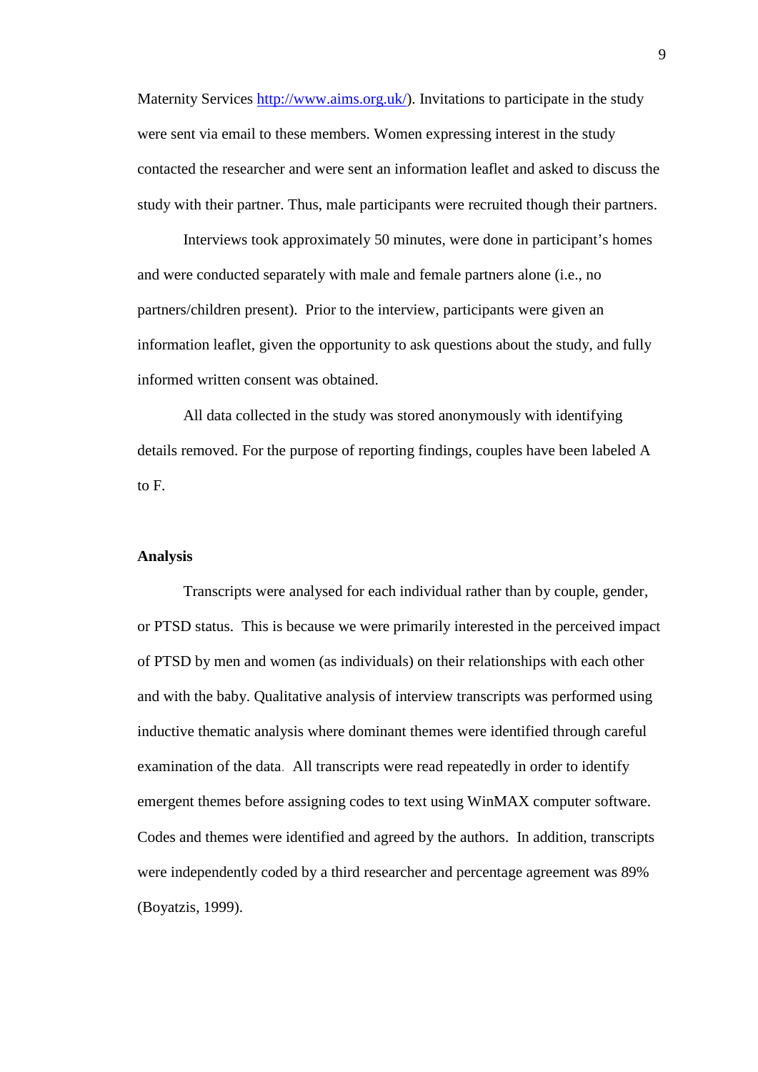Maternity Services http://www.aims.org.uk/). Invitations to participate in the study were sent via email to these members. Women expressing interest in the study contacted the researcher and were sent an information leaflet and asked to discuss the study with their partner. Thus, male participants were recruited though their partners.

Interviews took approximately 50 minutes, were done in participant's homes and were conducted separately with male and female partners alone (i.e., no partners/children present). Prior to the interview, participants were given an information leaflet, given the opportunity to ask questions about the study, and fully informed written consent was obtained.

All data collected in the study was stored anonymously with identifying details removed. For the purpose of reporting findings, couples have been labeled A to F.

**Analysis**

Transcripts were analysed for each individual rather than by couple, gender, or PTSD status. This is because we were primarily interested in the perceived impact of PTSD by men and women (as individuals) on their relationships with each other and with the baby. Qualitative analysis of interview transcripts was performed using inductive thematic analysis where dominant themes were identified through careful examination of the data. All transcripts were read repeatedly in order to identify emergent themes before assigning codes to text using WinMAX computer software. Codes and themes were identified and agreed by the authors. In addition, transcripts were independently coded by a third researcher and percentage agreement was 89% (Boyatzis, 1999).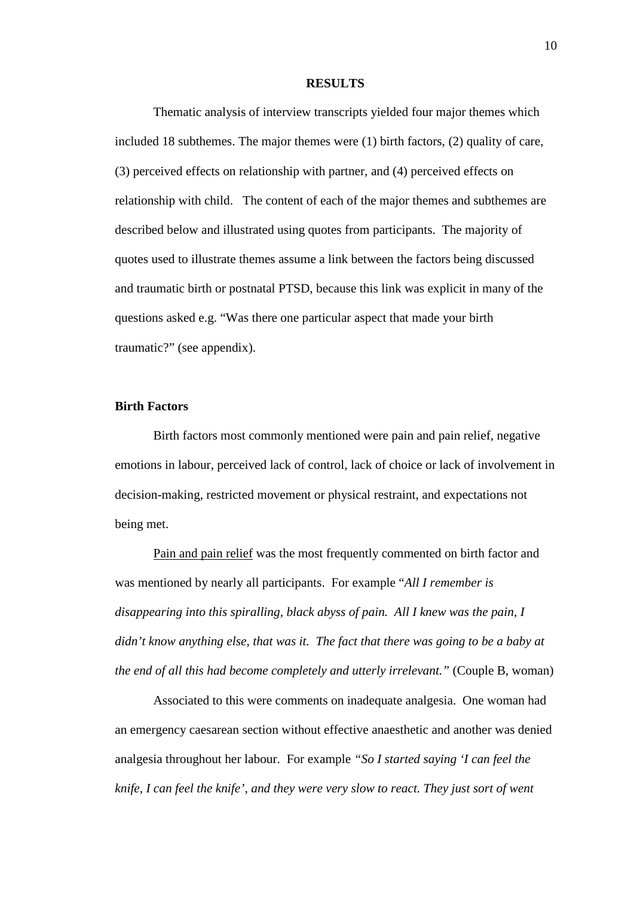## RESULTS

Thematic analysis of interview transcripts yielded four major themes which included 18 subthemes. The major themes were (1) birth factors, (2) quality of care, (3) perceived effects on relationship with partner, and (4) perceived effects on relationship with child. The content of each of the major themes and subthemes are described below and illustrated using quotes from participants. The majority of quotes used to illustrate themes assume a link between the factors being discussed and traumatic birth or postnatal PTSD, because this link was explicit in many of the questions asked e.g. "Was there one particular aspect that made your birth traumatic?" (see appendix).

### Birth Factors

Birth factors most commonly mentioned were pain and pain relief, negative emotions in labour, perceived lack of control, lack of choice or lack of involvement in decision-making, restricted movement or physical restraint, and expectations not being met.

<u>Pain and pain relief</u> was the most frequently commented on birth factor and was mentioned by nearly all participants. For example "*All I remember is disappearing into this spiralling, black abyss of pain. All I knew was the pain, I didn't know anything else, that was it. The fact that there was going to be a baby at the end of all this had become completely and utterly irrelevant."* (Couple B, woman)

Associated to this were comments on inadequate analgesia. One woman had an emergency caesarean section without effective anaesthetic and another was denied analgesia throughout her labour. For example *"So I started saying 'I can feel the knife, I can feel the knife', and they were very slow to react. They just sort of went*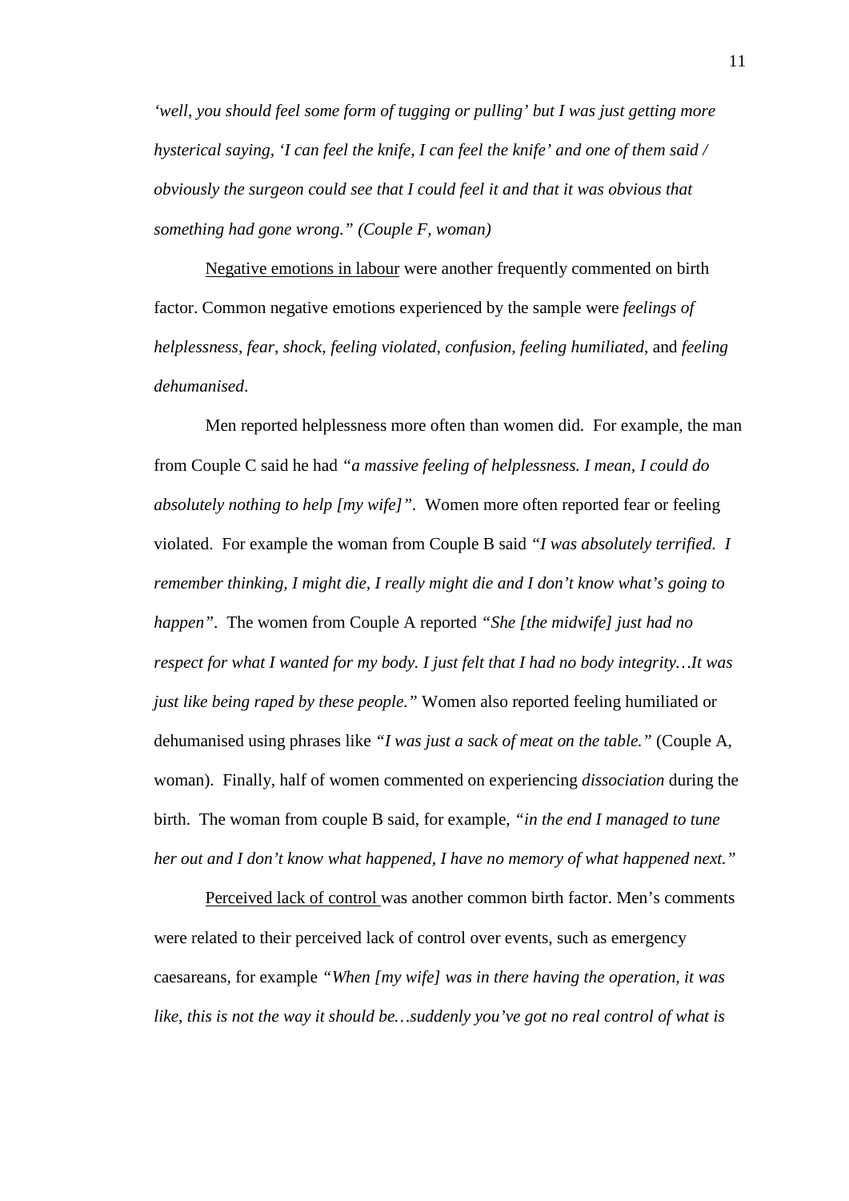*'well, you should feel some form of tugging or pulling' but I was just getting more hysterical saying, 'I can feel the knife, I can feel the knife' and one of them said / obviously the surgeon could see that I could feel it and that it was obvious that something had gone wrong." (Couple F, woman)*

<u>Negative emotions in labour</u> were another frequently commented on birth factor. Common negative emotions experienced by the sample were *feelings of helplessness*, *fear*, *shock*, *feeling violated*, *confusion*, *feeling humiliated*, and *feeling dehumanised*.

Men reported helplessness more often than women did. For example, the man from Couple C said he had *"a massive feeling of helplessness. I mean, I could do absolutely nothing to help [my wife]"*. Women more often reported fear or feeling violated. For example the woman from Couple B said *"I was absolutely terrified. I remember thinking, I might die, I really might die and I don't know what's going to happen"*. The women from Couple A reported *"She [the midwife] just had no respect for what I wanted for my body. I just felt that I had no body integrity…It was just like being raped by these people."* Women also reported feeling humiliated or dehumanised using phrases like *"I was just a sack of meat on the table."* (Couple A, woman). Finally, half of women commented on experiencing *dissociation* during the birth. The woman from couple B said, for example, *"in the end I managed to tune her out and I don't know what happened, I have no memory of what happened next."*

<u>Perceived lack of control</u> was another common birth factor. Men's comments were related to their perceived lack of control over events, such as emergency caesareans, for example *"When [my wife] was in there having the operation, it was like, this is not the way it should be…suddenly you've got no real control of what is*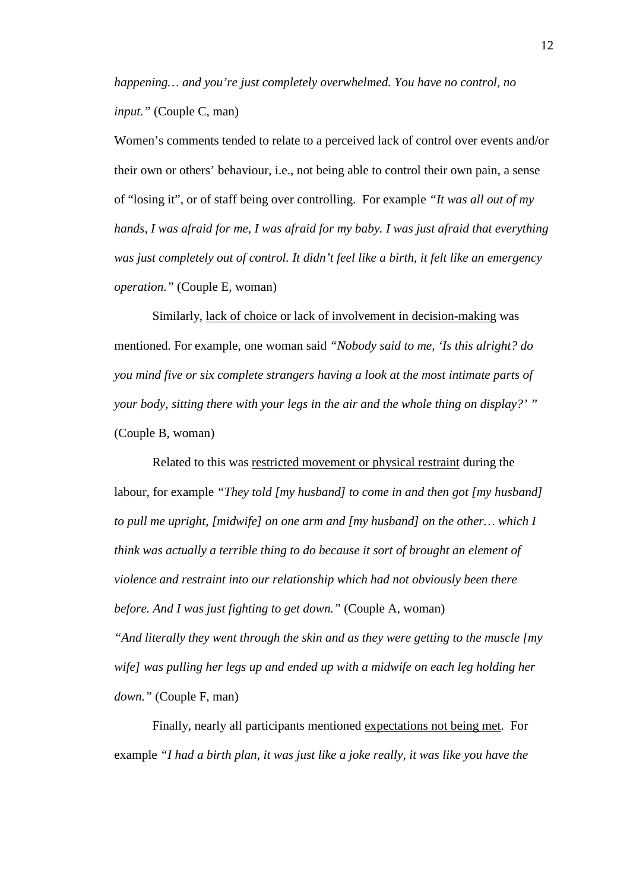*happening… and you're just completely overwhelmed. You have no control, no input."* (Couple C, man)

Women's comments tended to relate to a perceived lack of control over events and/or their own or others' behaviour, i.e., not being able to control their own pain, a sense of "losing it", or of staff being over controlling. For example *"It was all out of my hands, I was afraid for me, I was afraid for my baby. I was just afraid that everything was just completely out of control. It didn't feel like a birth, it felt like an emergency operation."* (Couple E, woman)

Similarly, lack of choice or lack of involvement in decision-making was mentioned. For example, one woman said *"Nobody said to me, 'Is this alright? do you mind five or six complete strangers having a look at the most intimate parts of your body, sitting there with your legs in the air and the whole thing on display?' "* (Couple B, woman)

Related to this was restricted movement or physical restraint during the labour, for example *"They told [my husband] to come in and then got [my husband] to pull me upright, [midwife] on one arm and [my husband] on the other… which I think was actually a terrible thing to do because it sort of brought an element of violence and restraint into our relationship which had not obviously been there before. And I was just fighting to get down."* (Couple A, woman)

*"And literally they went through the skin and as they were getting to the muscle [my wife] was pulling her legs up and ended up with a midwife on each leg holding her down."* (Couple F, man)

Finally, nearly all participants mentioned expectations not being met. For example *"I had a birth plan, it was just like a joke really, it was like you have the*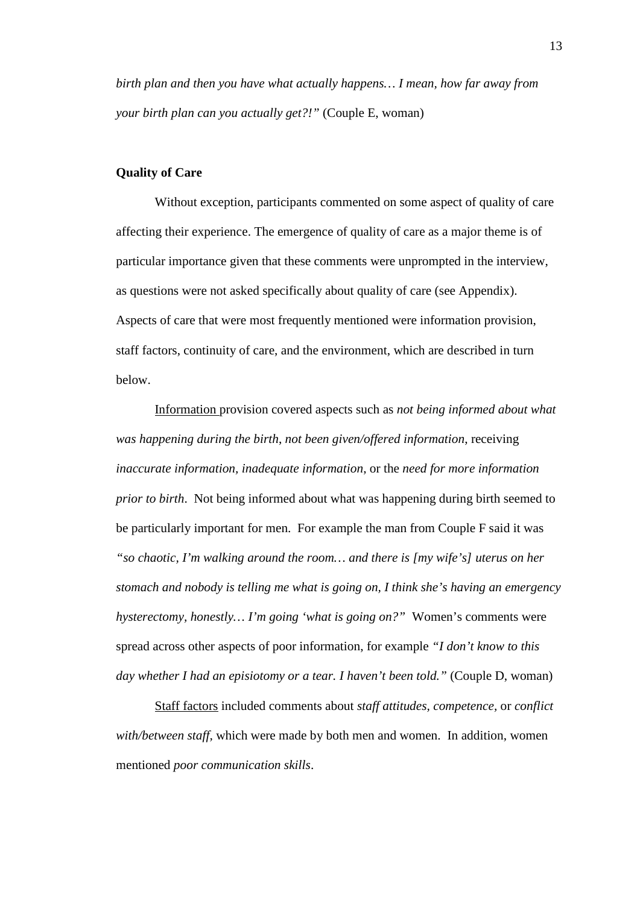*birth plan and then you have what actually happens… I mean, how far away from your birth plan can you actually get?!"* (Couple E, woman)

**Quality of Care**

Without exception, participants commented on some aspect of quality of care affecting their experience. The emergence of quality of care as a major theme is of particular importance given that these comments were unprompted in the interview, as questions were not asked specifically about quality of care (see Appendix). Aspects of care that were most frequently mentioned were information provision, staff factors, continuity of care, and the environment, which are described in turn below.

Information provision covered aspects such as *not being informed about what was happening during the birth*, *not been given/offered information*, receiving *inaccurate information, inadequate information*, or the *need for more information prior to birth*. Not being informed about what was happening during birth seemed to be particularly important for men. For example the man from Couple F said it was *"so chaotic, I'm walking around the room… and there is [my wife's] uterus on her stomach and nobody is telling me what is going on, I think she's having an emergency hysterectomy, honestly… I'm going 'what is going on?"* Women's comments were spread across other aspects of poor information, for example *"I don't know to this day whether I had an episiotomy or a tear. I haven't been told."* (Couple D, woman)

Staff factors included comments about *staff attitudes, competence,* or *conflict with/between staff*, which were made by both men and women. In addition, women mentioned *poor communication skills*.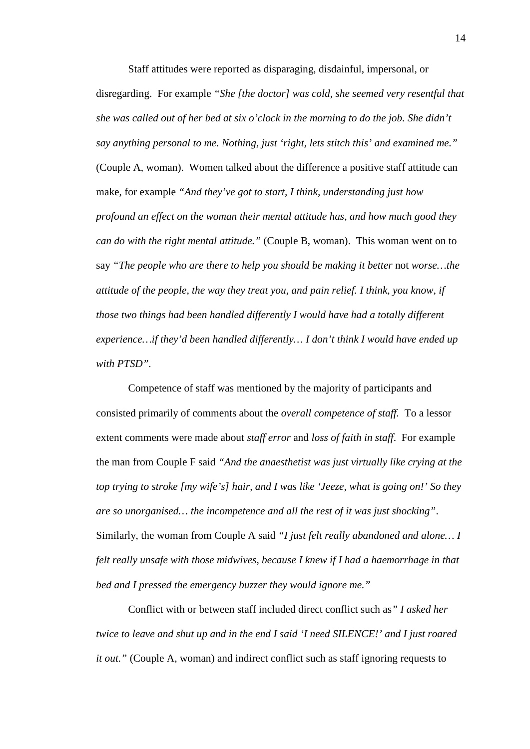Staff attitudes were reported as disparaging, disdainful, impersonal, or disregarding. For example *"She [the doctor] was cold, she seemed very resentful that she was called out of her bed at six o'clock in the morning to do the job. She didn't say anything personal to me. Nothing, just 'right, lets stitch this' and examined me."* (Couple A, woman). Women talked about the difference a positive staff attitude can make, for example *"And they've got to start, I think, understanding just how profound an effect on the woman their mental attitude has, and how much good they can do with the right mental attitude."* (Couple B, woman). This woman went on to say *"The people who are there to help you should be making it better* not *worse…the attitude of the people, the way they treat you, and pain relief. I think, you know, if those two things had been handled differently I would have had a totally different experience…if they'd been handled differently… I don't think I would have ended up with PTSD"*.

Competence of staff was mentioned by the majority of participants and consisted primarily of comments about the *overall competence of staff.* To a lessor extent comments were made about *staff error* and *loss of faith in staff.* For example the man from Couple F said *"And the anaesthetist was just virtually like crying at the top trying to stroke [my wife's] hair, and I was like 'Jeeze, what is going on!' So they are so unorganised… the incompetence and all the rest of it was just shocking"*. Similarly, the woman from Couple A said *"I just felt really abandoned and alone… I felt really unsafe with those midwives, because I knew if I had a haemorrhage in that bed and I pressed the emergency buzzer they would ignore me."*

Conflict with or between staff included direct conflict such as*" I asked her twice to leave and shut up and in the end I said 'I need SILENCE!' and I just roared it out."* (Couple A, woman) and indirect conflict such as staff ignoring requests to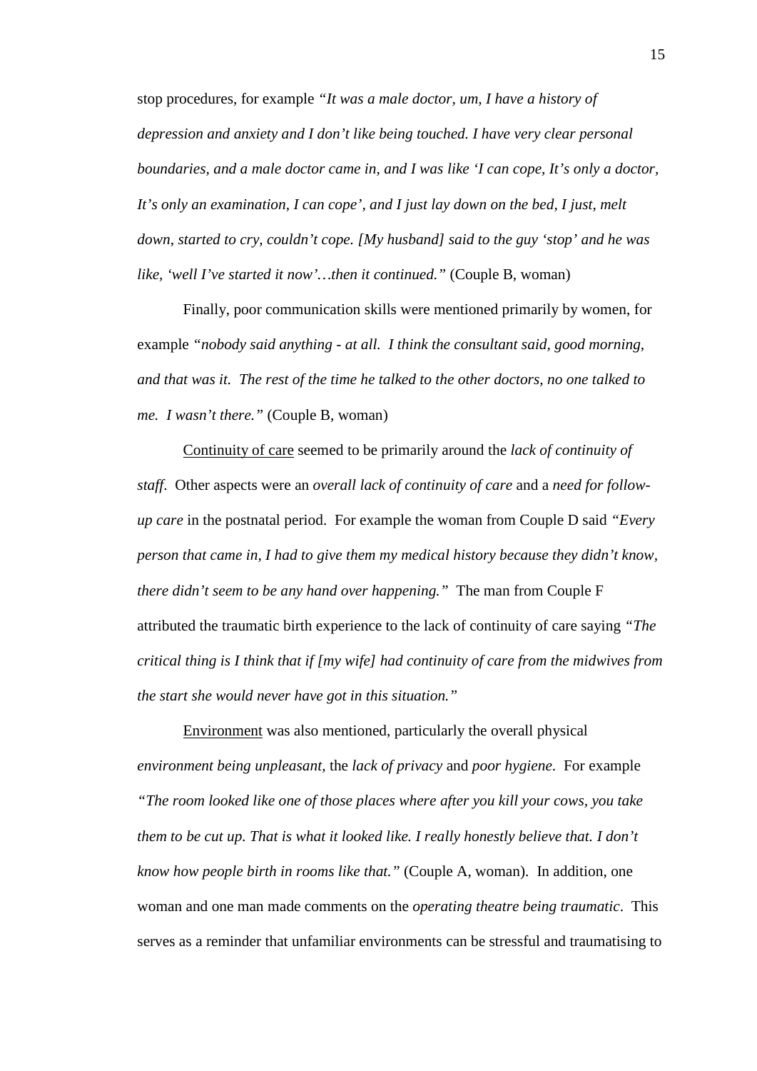stop procedures, for example *"It was a male doctor, um, I have a history of depression and anxiety and I don't like being touched. I have very clear personal boundaries, and a male doctor came in, and I was like 'I can cope, It's only a doctor, It's only an examination, I can cope', and I just lay down on the bed, I just, melt down, started to cry, couldn't cope. [My husband] said to the guy 'stop' and he was like, 'well I've started it now'…then it continued."* (Couple B, woman)

Finally, poor communication skills were mentioned primarily by women, for example *"nobody said anything - at all. I think the consultant said, good morning, and that was it. The rest of the time he talked to the other doctors, no one talked to me. I wasn't there."* (Couple B, woman)

<u>Continuity of care</u> seemed to be primarily around the *lack of continuity of staff*. Other aspects were an *overall lack of continuity of care* and a *need for follow-up care* in the postnatal period. For example the woman from Couple D said *"Every person that came in, I had to give them my medical history because they didn't know, there didn't seem to be any hand over happening."* The man from Couple F attributed the traumatic birth experience to the lack of continuity of care saying *"The critical thing is I think that if [my wife] had continuity of care from the midwives from the start she would never have got in this situation."*

<u>Environment</u> was also mentioned, particularly the overall physical *environment being unpleasant,* the *lack of privacy* and *poor hygiene*. For example *"The room looked like one of those places where after you kill your cows, you take them to be cut up. That is what it looked like. I really honestly believe that. I don't know how people birth in rooms like that."* (Couple A, woman). In addition, one woman and one man made comments on the *operating theatre being traumatic*. This serves as a reminder that unfamiliar environments can be stressful and traumatising to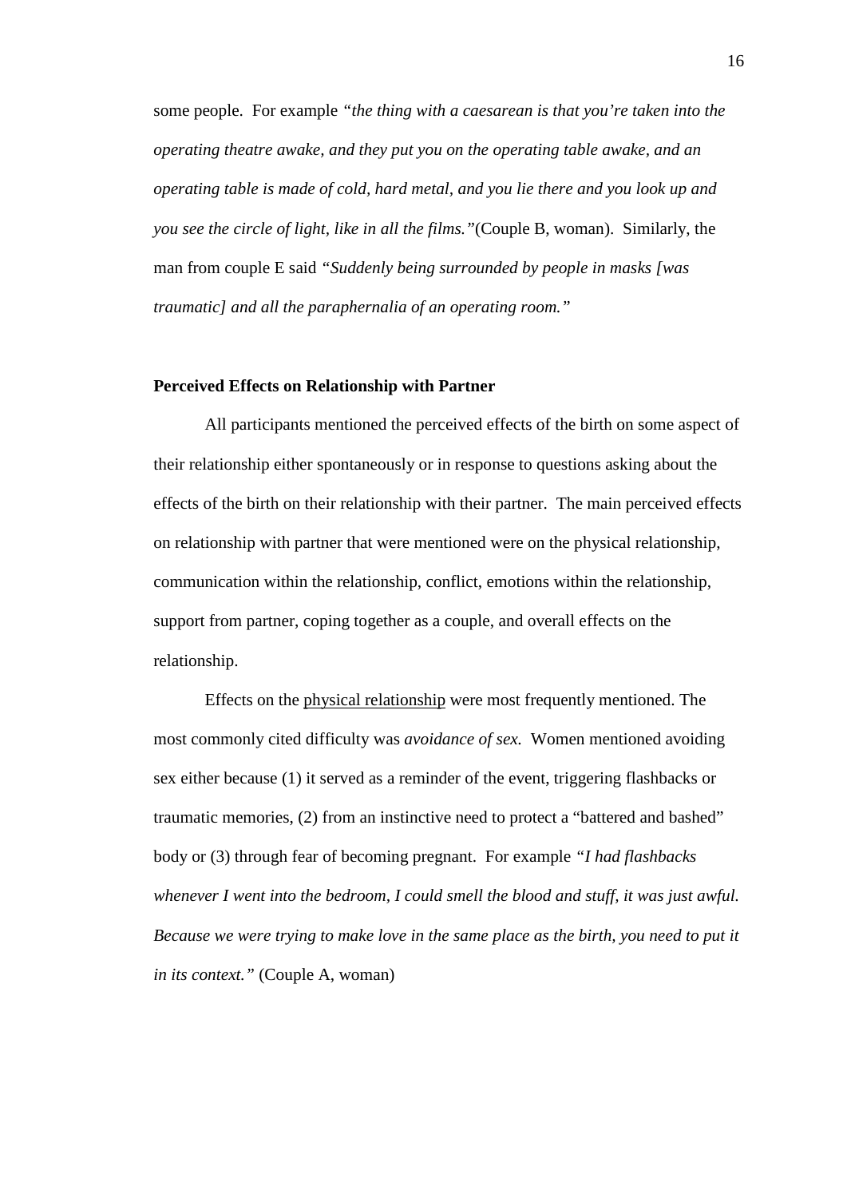some people. For example *"the thing with a caesarean is that you're taken into the operating theatre awake, and they put you on the operating table awake, and an operating table is made of cold, hard metal, and you lie there and you look up and you see the circle of light, like in all the films."*(Couple B, woman). Similarly, the man from couple E said *"Suddenly being surrounded by people in masks [was traumatic] and all the paraphernalia of an operating room."*

**Perceived Effects on Relationship with Partner**

All participants mentioned the perceived effects of the birth on some aspect of their relationship either spontaneously or in response to questions asking about the effects of the birth on their relationship with their partner. The main perceived effects on relationship with partner that were mentioned were on the physical relationship, communication within the relationship, conflict, emotions within the relationship, support from partner, coping together as a couple, and overall effects on the relationship.

Effects on the physical relationship were most frequently mentioned. The most commonly cited difficulty was *avoidance of sex.* Women mentioned avoiding sex either because (1) it served as a reminder of the event, triggering flashbacks or traumatic memories, (2) from an instinctive need to protect a "battered and bashed" body or (3) through fear of becoming pregnant. For example *"I had flashbacks whenever I went into the bedroom, I could smell the blood and stuff, it was just awful. Because we were trying to make love in the same place as the birth, you need to put it in its context."* (Couple A, woman)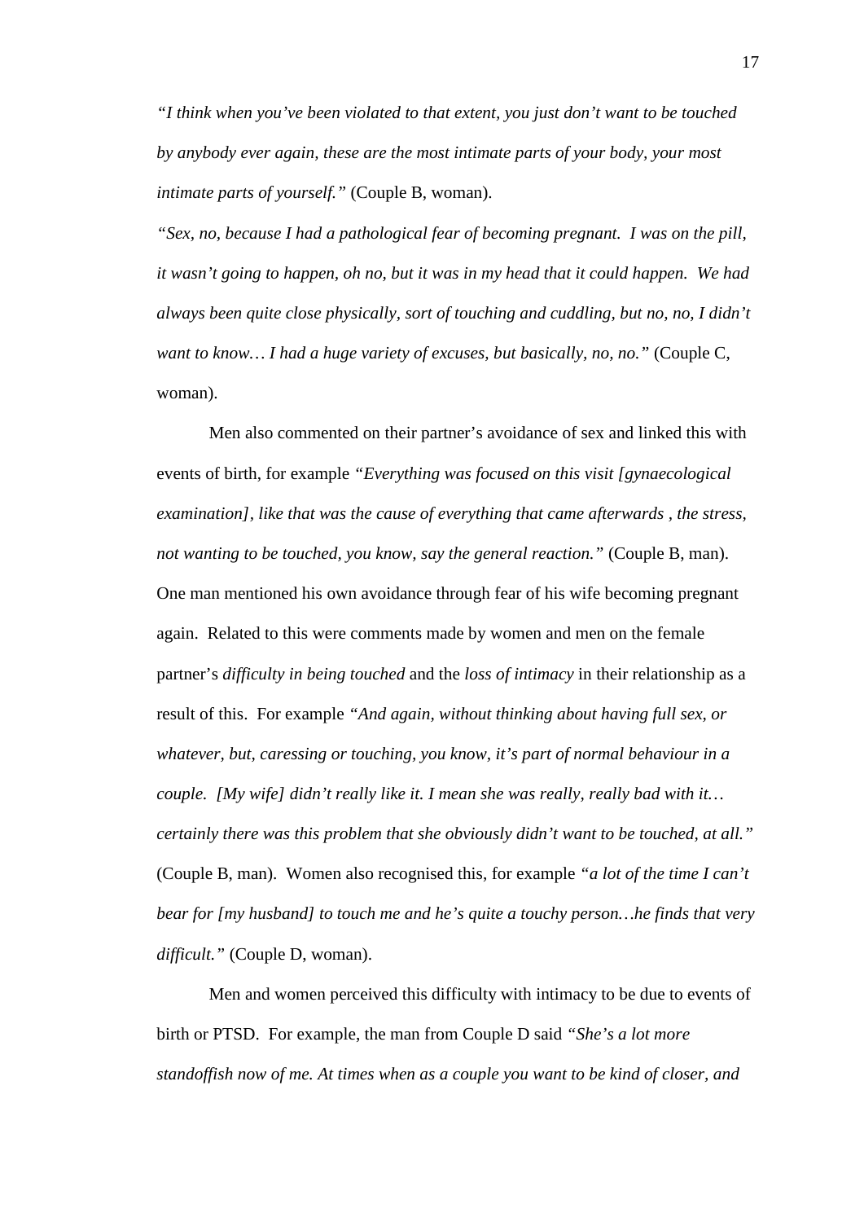*"I think when you've been violated to that extent, you just don't want to be touched by anybody ever again, these are the most intimate parts of your body, your most intimate parts of yourself."* (Couple B, woman).

*"Sex, no, because I had a pathological fear of becoming pregnant. I was on the pill, it wasn't going to happen, oh no, but it was in my head that it could happen. We had always been quite close physically, sort of touching and cuddling, but no, no, I didn't want to know… I had a huge variety of excuses, but basically, no, no."* (Couple C, woman).

Men also commented on their partner's avoidance of sex and linked this with events of birth, for example *"Everything was focused on this visit [gynaecological examination], like that was the cause of everything that came afterwards , the stress, not wanting to be touched, you know, say the general reaction."* (Couple B, man). One man mentioned his own avoidance through fear of his wife becoming pregnant again. Related to this were comments made by women and men on the female partner's *difficulty in being touched* and the *loss of intimacy* in their relationship as a result of this. For example *"And again, without thinking about having full sex, or whatever, but, caressing or touching, you know, it's part of normal behaviour in a couple. [My wife] didn't really like it. I mean she was really, really bad with it… certainly there was this problem that she obviously didn't want to be touched, at all."* (Couple B, man). Women also recognised this, for example *"a lot of the time I can't bear for [my husband] to touch me and he's quite a touchy person…he finds that very difficult."* (Couple D, woman).

Men and women perceived this difficulty with intimacy to be due to events of birth or PTSD. For example, the man from Couple D said *"She's a lot more standoffish now of me. At times when as a couple you want to be kind of closer, and*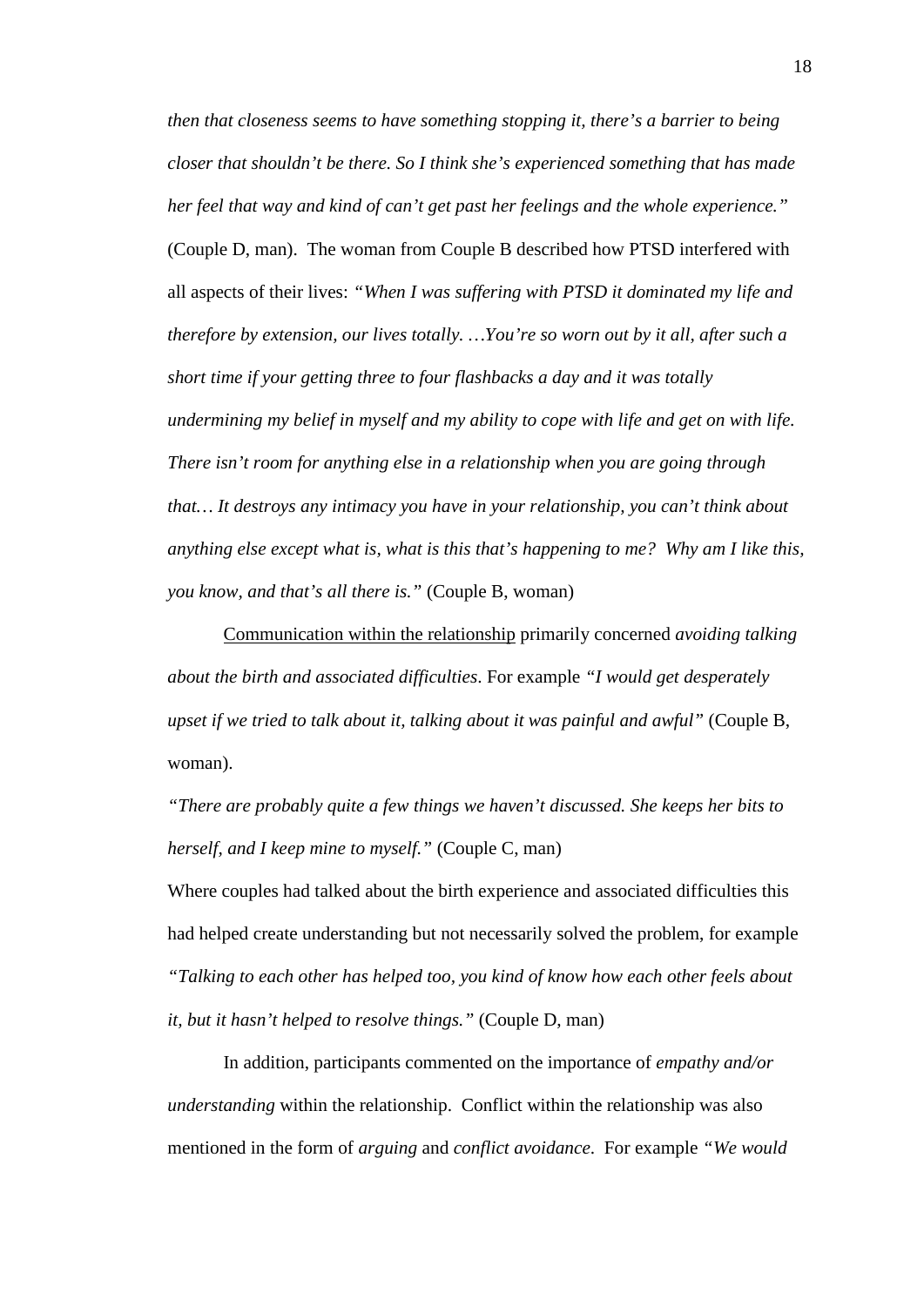*then that closeness seems to have something stopping it, there's a barrier to being closer that shouldn't be there. So I think she's experienced something that has made her feel that way and kind of can't get past her feelings and the whole experience."* (Couple D, man). The woman from Couple B described how PTSD interfered with all aspects of their lives: *"When I was suffering with PTSD it dominated my life and therefore by extension, our lives totally. …You're so worn out by it all, after such a short time if your getting three to four flashbacks a day and it was totally undermining my belief in myself and my ability to cope with life and get on with life. There isn't room for anything else in a relationship when you are going through that… It destroys any intimacy you have in your relationship, you can't think about anything else except what is, what is this that's happening to me? Why am I like this, you know, and that's all there is."* (Couple B, woman)

<u>Communication within the relationship</u> primarily concerned *avoiding talking about the birth and associated difficulties*. For example *"I would get desperately upset if we tried to talk about it, talking about it was painful and awful"* (Couple B, woman).

*"There are probably quite a few things we haven't discussed. She keeps her bits to herself, and I keep mine to myself."* (Couple C, man)

Where couples had talked about the birth experience and associated difficulties this had helped create understanding but not necessarily solved the problem, for example *"Talking to each other has helped too, you kind of know how each other feels about it, but it hasn't helped to resolve things."* (Couple D, man)

In addition, participants commented on the importance of *empathy and/or understanding* within the relationship. Conflict within the relationship was also mentioned in the form of *arguing* and *conflict avoidance*. For example *"We would*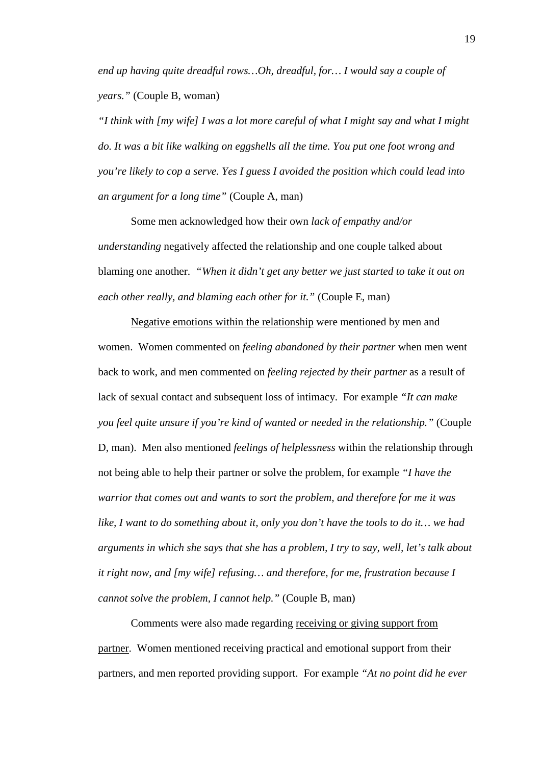*end up having quite dreadful rows…Oh, dreadful, for… I would say a couple of years."* (Couple B, woman)

*"I think with [my wife] I was a lot more careful of what I might say and what I might do. It was a bit like walking on eggshells all the time. You put one foot wrong and you're likely to cop a serve. Yes I guess I avoided the position which could lead into an argument for a long time"* (Couple A, man)

Some men acknowledged how their own *lack of empathy and/or understanding* negatively affected the relationship and one couple talked about blaming one another. *"When it didn't get any better we just started to take it out on each other really, and blaming each other for it."* (Couple E, man)

<u>Negative emotions within the relationship</u> were mentioned by men and women. Women commented on *feeling abandoned by their partner* when men went back to work, and men commented on *feeling rejected by their partner* as a result of lack of sexual contact and subsequent loss of intimacy. For example *"It can make you feel quite unsure if you're kind of wanted or needed in the relationship."* (Couple D, man). Men also mentioned *feelings of helplessness* within the relationship through not being able to help their partner or solve the problem, for example *"I have the warrior that comes out and wants to sort the problem, and therefore for me it was like, I want to do something about it, only you don't have the tools to do it… we had arguments in which she says that she has a problem, I try to say, well, let's talk about it right now, and [my wife] refusing… and therefore, for me, frustration because I cannot solve the problem, I cannot help."* (Couple B, man)

Comments were also made regarding <u>receiving or giving support from partner</u>. Women mentioned receiving practical and emotional support from their partners, and men reported providing support. For example *"At no point did he ever*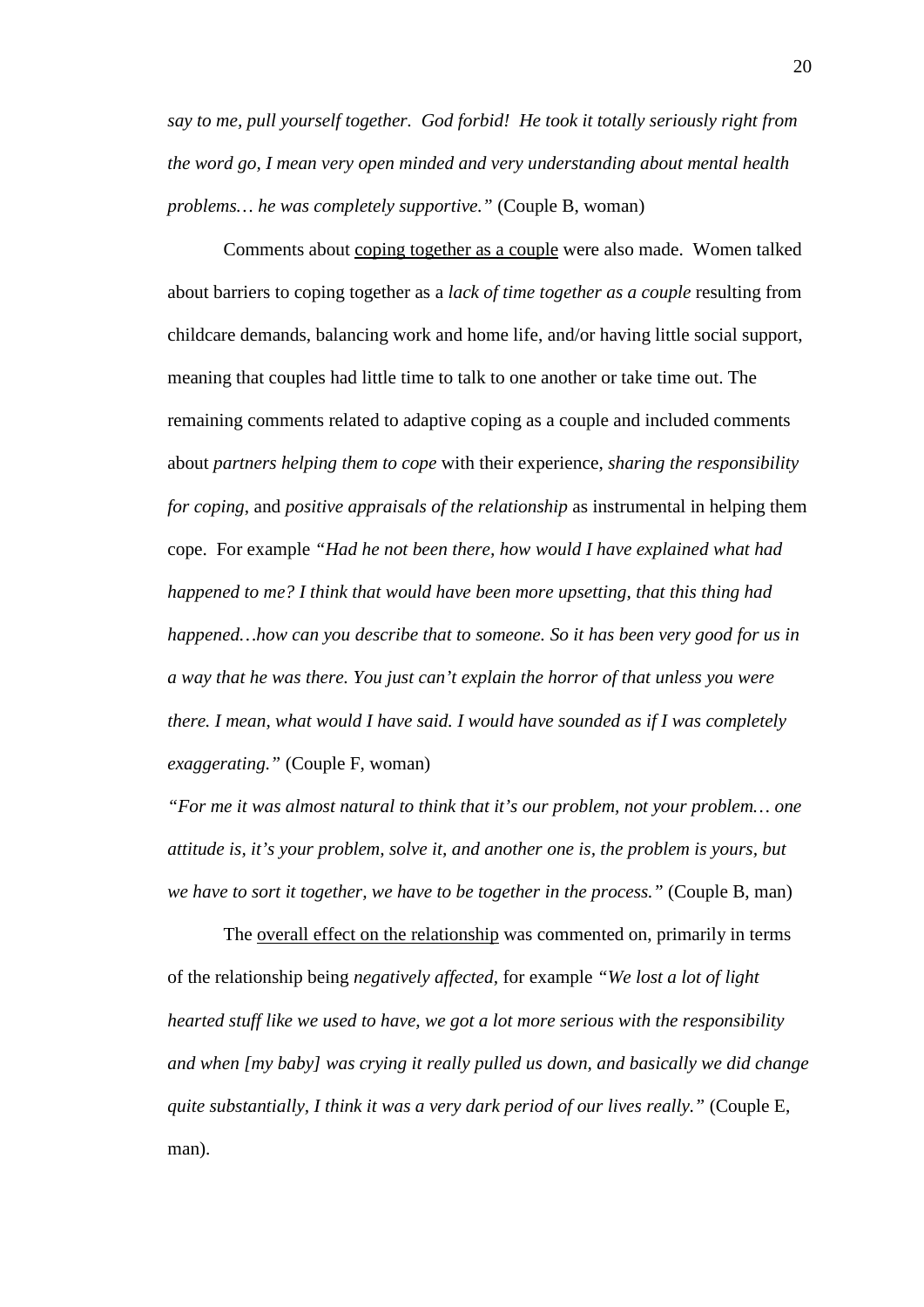*say to me, pull yourself together. God forbid! He took it totally seriously right from the word go, I mean very open minded and very understanding about mental health problems… he was completely supportive."* (Couple B, woman)

Comments about <u>coping together as a couple</u> were also made. Women talked about barriers to coping together as a *lack of time together as a couple* resulting from childcare demands, balancing work and home life, and/or having little social support, meaning that couples had little time to talk to one another or take time out. The remaining comments related to adaptive coping as a couple and included comments about *partners helping them to cope* with their experience, *sharing the responsibility for coping*, and *positive appraisals of the relationship* as instrumental in helping them cope. For example *"Had he not been there, how would I have explained what had happened to me? I think that would have been more upsetting, that this thing had happened…how can you describe that to someone. So it has been very good for us in a way that he was there. You just can't explain the horror of that unless you were there. I mean, what would I have said. I would have sounded as if I was completely exaggerating."* (Couple F, woman)

*"For me it was almost natural to think that it's our problem, not your problem… one attitude is, it's your problem, solve it, and another one is, the problem is yours, but we have to sort it together, we have to be together in the process."* (Couple B, man)

The <u>overall effect on the relationship</u> was commented on, primarily in terms of the relationship being *negatively affected*, for example *"We lost a lot of light hearted stuff like we used to have, we got a lot more serious with the responsibility and when [my baby] was crying it really pulled us down, and basically we did change quite substantially, I think it was a very dark period of our lives really."* (Couple E, man).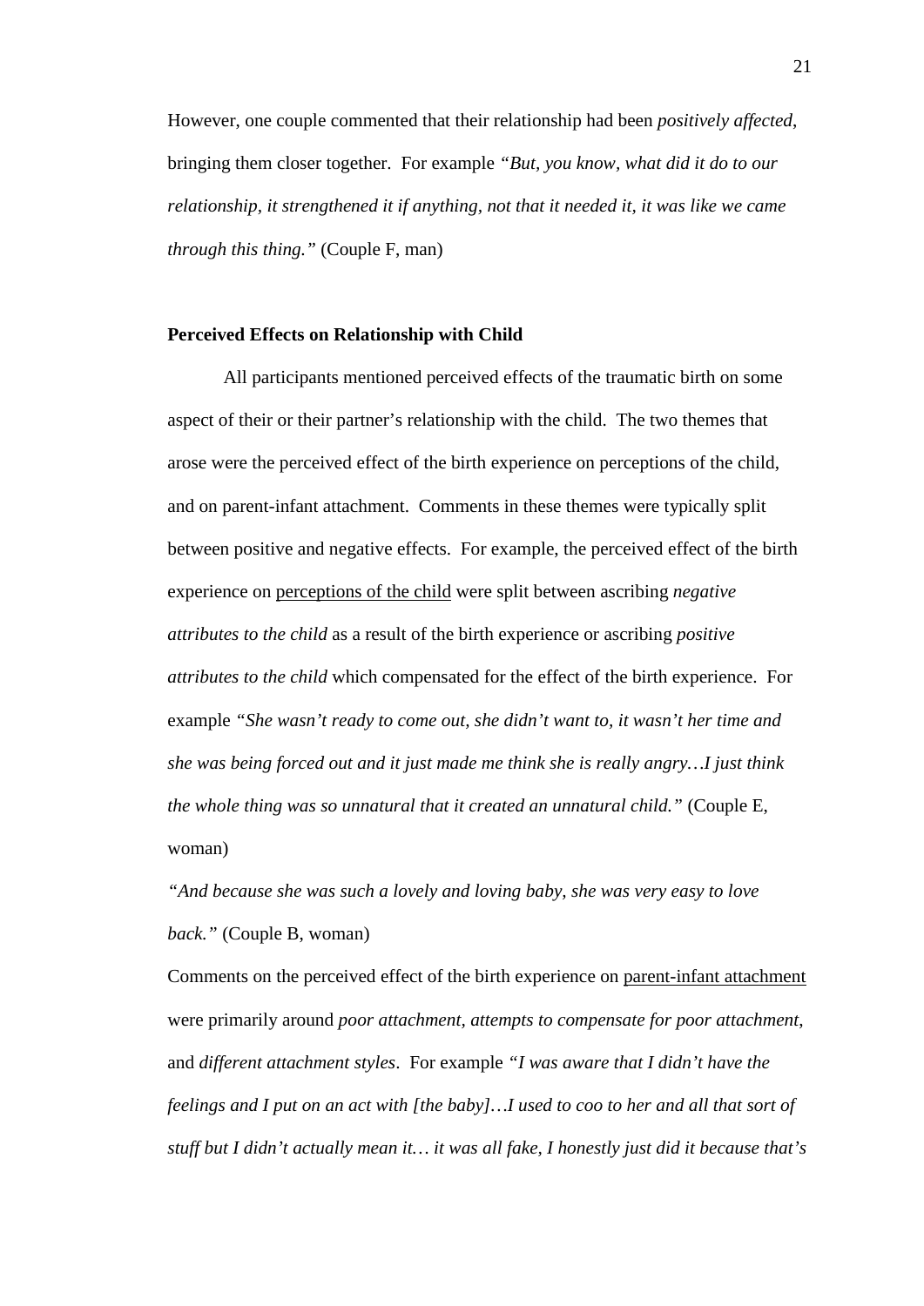However, one couple commented that their relationship had been *positively affected*, bringing them closer together. For example *"But, you know, what did it do to our relationship, it strengthened it if anything, not that it needed it, it was like we came through this thing."* (Couple F, man)

**Perceived Effects on Relationship with Child**

All participants mentioned perceived effects of the traumatic birth on some aspect of their or their partner's relationship with the child. The two themes that arose were the perceived effect of the birth experience on perceptions of the child, and on parent-infant attachment. Comments in these themes were typically split between positive and negative effects. For example, the perceived effect of the birth experience on <u>perceptions of the child</u> were split between ascribing *negative attributes to the child* as a result of the birth experience or ascribing *positive attributes to the child* which compensated for the effect of the birth experience. For example *"She wasn't ready to come out, she didn't want to, it wasn't her time and she was being forced out and it just made me think she is really angry…I just think the whole thing was so unnatural that it created an unnatural child."* (Couple E, woman)

*"And because she was such a lovely and loving baby, she was very easy to love back."* (Couple B, woman)

Comments on the perceived effect of the birth experience on <u>parent-infant attachment</u> were primarily around *poor attachment, attempts to compensate for poor attachment*, and *different attachment styles*. For example *"I was aware that I didn't have the feelings and I put on an act with [the baby]…I used to coo to her and all that sort of stuff but I didn't actually mean it… it was all fake, I honestly just did it because that's*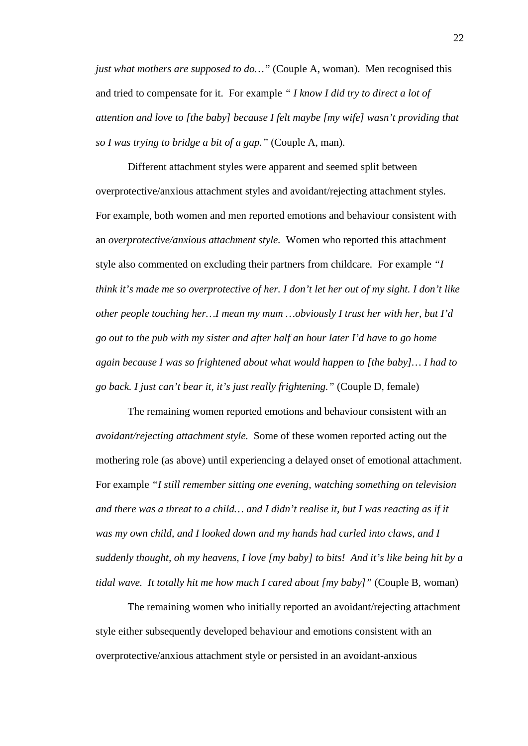*just what mothers are supposed to do…"* (Couple A, woman). Men recognised this and tried to compensate for it. For example *" I know I did try to direct a lot of attention and love to [the baby] because I felt maybe [my wife] wasn't providing that so I was trying to bridge a bit of a gap."* (Couple A, man).

Different attachment styles were apparent and seemed split between overprotective/anxious attachment styles and avoidant/rejecting attachment styles. For example, both women and men reported emotions and behaviour consistent with an *overprotective/anxious attachment style.* Women who reported this attachment style also commented on excluding their partners from childcare. For example *"I think it's made me so overprotective of her. I don't let her out of my sight. I don't like other people touching her…I mean my mum …obviously I trust her with her, but I'd go out to the pub with my sister and after half an hour later I'd have to go home again because I was so frightened about what would happen to [the baby]… I had to go back. I just can't bear it, it's just really frightening."* (Couple D, female)

The remaining women reported emotions and behaviour consistent with an *avoidant/rejecting attachment style.* Some of these women reported acting out the mothering role (as above) until experiencing a delayed onset of emotional attachment. For example *"I still remember sitting one evening, watching something on television and there was a threat to a child… and I didn't realise it, but I was reacting as if it was my own child, and I looked down and my hands had curled into claws, and I suddenly thought, oh my heavens, I love [my baby] to bits! And it's like being hit by a tidal wave. It totally hit me how much I cared about [my baby]"* (Couple B, woman)

The remaining women who initially reported an avoidant/rejecting attachment style either subsequently developed behaviour and emotions consistent with an overprotective/anxious attachment style or persisted in an avoidant-anxious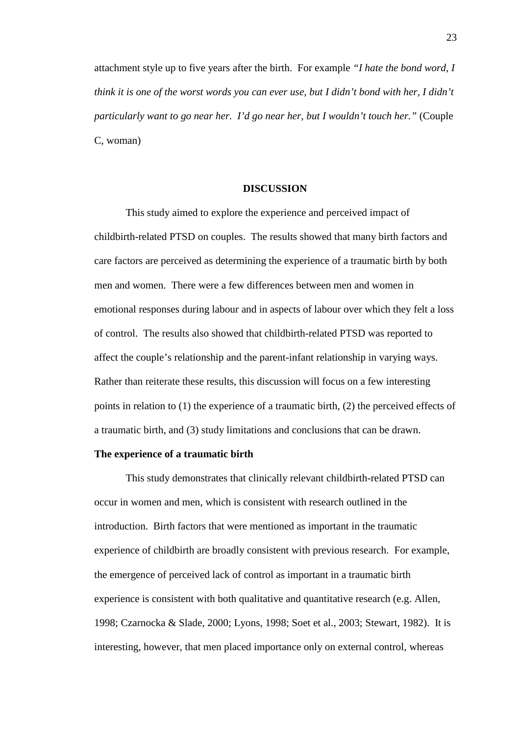attachment style up to five years after the birth. For example *"I hate the bond word, I think it is one of the worst words you can ever use, but I didn't bond with her, I didn't particularly want to go near her. I'd go near her, but I wouldn't touch her."* (Couple C, woman)

## DISCUSSION

This study aimed to explore the experience and perceived impact of childbirth-related PTSD on couples. The results showed that many birth factors and care factors are perceived as determining the experience of a traumatic birth by both men and women. There were a few differences between men and women in emotional responses during labour and in aspects of labour over which they felt a loss of control. The results also showed that childbirth-related PTSD was reported to affect the couple's relationship and the parent-infant relationship in varying ways. Rather than reiterate these results, this discussion will focus on a few interesting points in relation to (1) the experience of a traumatic birth, (2) the perceived effects of a traumatic birth, and (3) study limitations and conclusions that can be drawn.

### The experience of a traumatic birth

This study demonstrates that clinically relevant childbirth-related PTSD can occur in women and men, which is consistent with research outlined in the introduction. Birth factors that were mentioned as important in the traumatic experience of childbirth are broadly consistent with previous research. For example, the emergence of perceived lack of control as important in a traumatic birth experience is consistent with both qualitative and quantitative research (e.g. Allen, 1998; Czarnocka & Slade, 2000; Lyons, 1998; Soet et al., 2003; Stewart, 1982). It is interesting, however, that men placed importance only on external control, whereas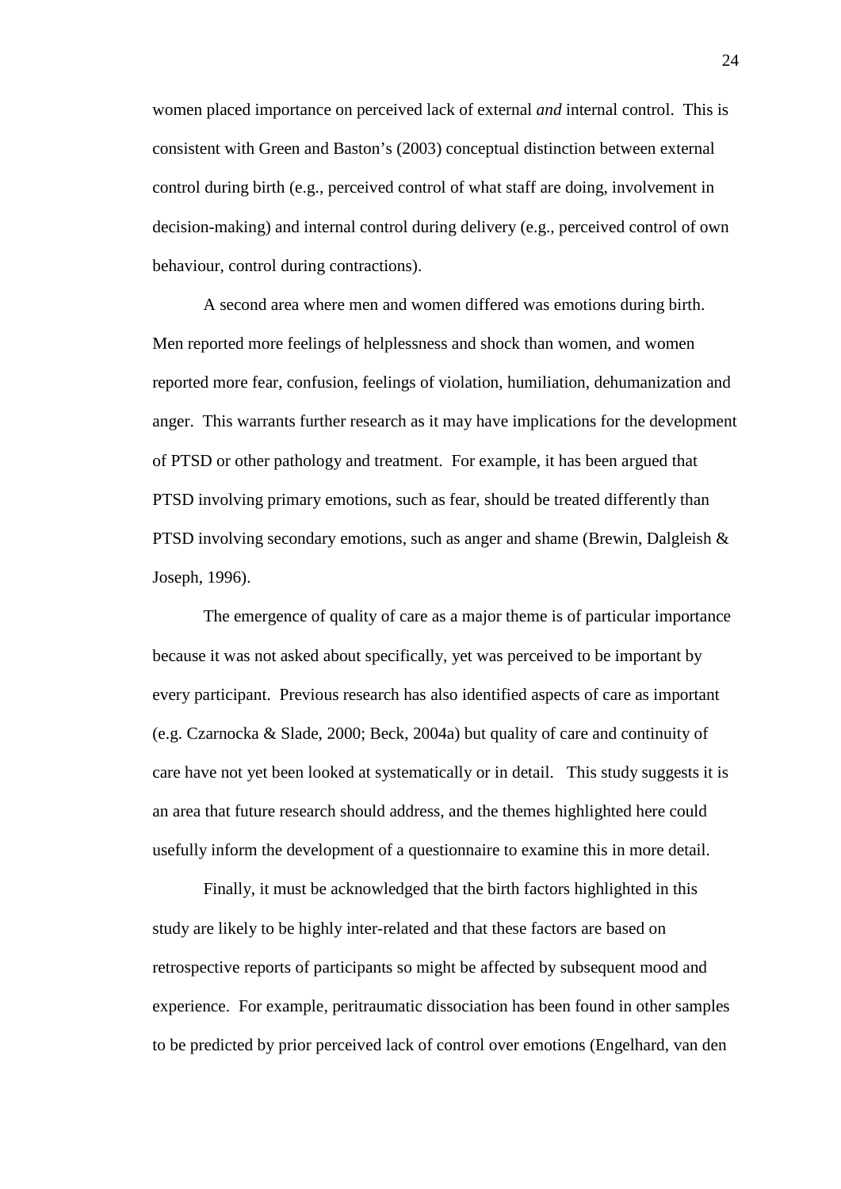women placed importance on perceived lack of external *and* internal control. This is consistent with Green and Baston's (2003) conceptual distinction between external control during birth (e.g., perceived control of what staff are doing, involvement in decision-making) and internal control during delivery (e.g., perceived control of own behaviour, control during contractions).

A second area where men and women differed was emotions during birth. Men reported more feelings of helplessness and shock than women, and women reported more fear, confusion, feelings of violation, humiliation, dehumanization and anger. This warrants further research as it may have implications for the development of PTSD or other pathology and treatment. For example, it has been argued that PTSD involving primary emotions, such as fear, should be treated differently than PTSD involving secondary emotions, such as anger and shame (Brewin, Dalgleish & Joseph, 1996).

The emergence of quality of care as a major theme is of particular importance because it was not asked about specifically, yet was perceived to be important by every participant. Previous research has also identified aspects of care as important (e.g. Czarnocka & Slade, 2000; Beck, 2004a) but quality of care and continuity of care have not yet been looked at systematically or in detail. This study suggests it is an area that future research should address, and the themes highlighted here could usefully inform the development of a questionnaire to examine this in more detail.

Finally, it must be acknowledged that the birth factors highlighted in this study are likely to be highly inter-related and that these factors are based on retrospective reports of participants so might be affected by subsequent mood and experience. For example, peritraumatic dissociation has been found in other samples to be predicted by prior perceived lack of control over emotions (Engelhard, van den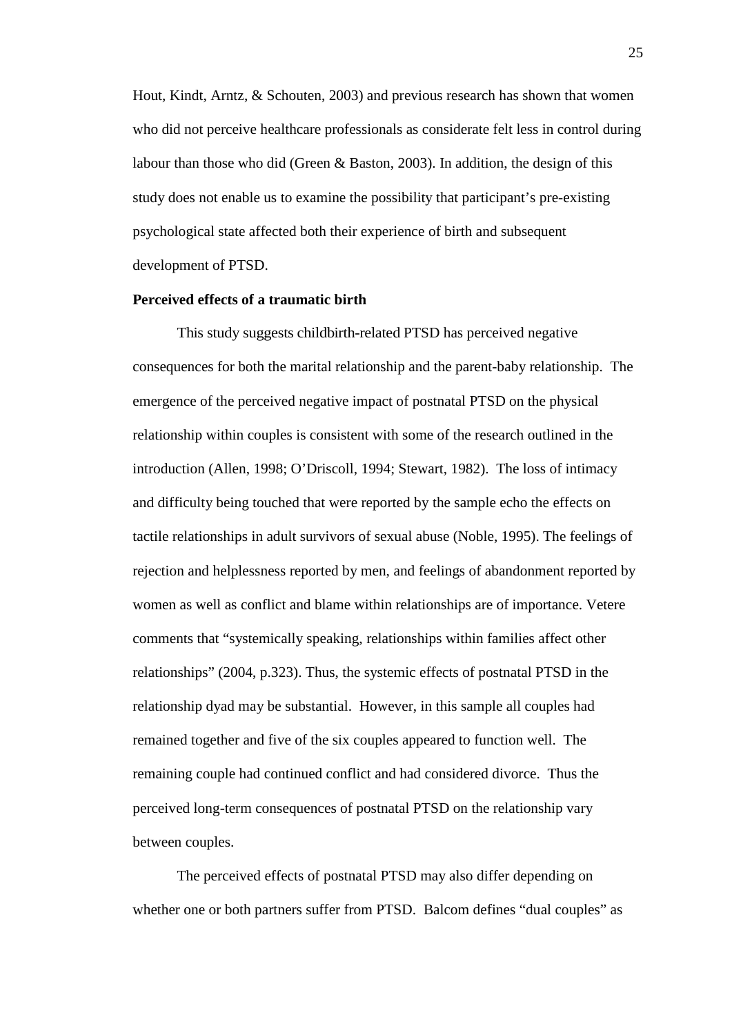Hout, Kindt, Arntz, & Schouten, 2003) and previous research has shown that women who did not perceive healthcare professionals as considerate felt less in control during labour than those who did (Green & Baston, 2003). In addition, the design of this study does not enable us to examine the possibility that participant's pre-existing psychological state affected both their experience of birth and subsequent development of PTSD.

**Perceived effects of a traumatic birth**

This study suggests childbirth-related PTSD has perceived negative consequences for both the marital relationship and the parent-baby relationship. The emergence of the perceived negative impact of postnatal PTSD on the physical relationship within couples is consistent with some of the research outlined in the introduction (Allen, 1998; O'Driscoll, 1994; Stewart, 1982). The loss of intimacy and difficulty being touched that were reported by the sample echo the effects on tactile relationships in adult survivors of sexual abuse (Noble, 1995). The feelings of rejection and helplessness reported by men, and feelings of abandonment reported by women as well as conflict and blame within relationships are of importance. Vetere comments that "systemically speaking, relationships within families affect other relationships" (2004, p.323). Thus, the systemic effects of postnatal PTSD in the relationship dyad may be substantial. However, in this sample all couples had remained together and five of the six couples appeared to function well. The remaining couple had continued conflict and had considered divorce. Thus the perceived long-term consequences of postnatal PTSD on the relationship vary between couples.

The perceived effects of postnatal PTSD may also differ depending on whether one or both partners suffer from PTSD. Balcom defines "dual couples" as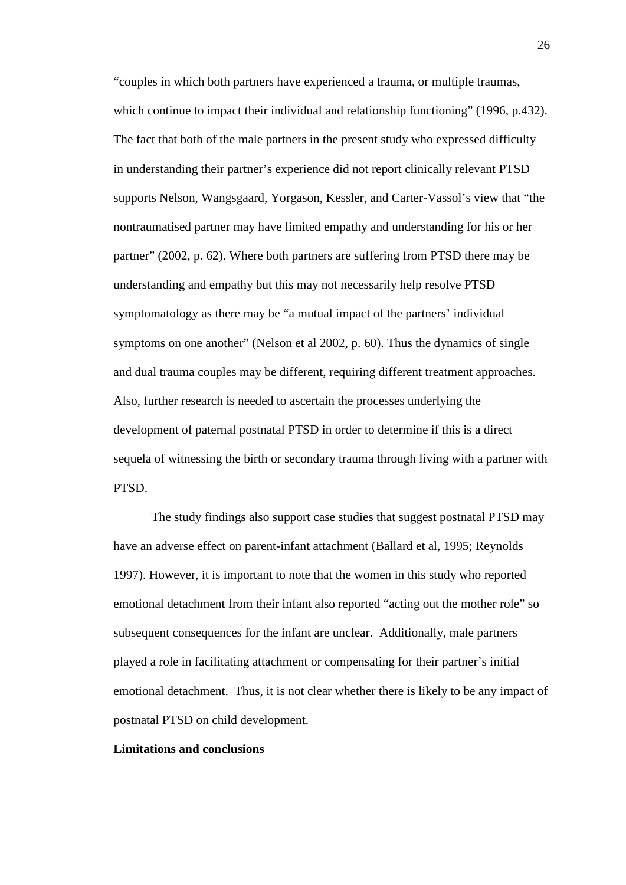"couples in which both partners have experienced a trauma, or multiple traumas, which continue to impact their individual and relationship functioning" (1996, p.432). The fact that both of the male partners in the present study who expressed difficulty in understanding their partner's experience did not report clinically relevant PTSD supports Nelson, Wangsgaard, Yorgason, Kessler, and Carter-Vassol's view that "the nontraumatised partner may have limited empathy and understanding for his or her partner" (2002, p. 62). Where both partners are suffering from PTSD there may be understanding and empathy but this may not necessarily help resolve PTSD symptomatology as there may be "a mutual impact of the partners' individual symptoms on one another" (Nelson et al 2002, p. 60). Thus the dynamics of single and dual trauma couples may be different, requiring different treatment approaches. Also, further research is needed to ascertain the processes underlying the development of paternal postnatal PTSD in order to determine if this is a direct sequela of witnessing the birth or secondary trauma through living with a partner with PTSD.

The study findings also support case studies that suggest postnatal PTSD may have an adverse effect on parent-infant attachment (Ballard et al, 1995; Reynolds 1997). However, it is important to note that the women in this study who reported emotional detachment from their infant also reported "acting out the mother role" so subsequent consequences for the infant are unclear. Additionally, male partners played a role in facilitating attachment or compensating for their partner's initial emotional detachment. Thus, it is not clear whether there is likely to be any impact of postnatal PTSD on child development.

**Limitations and conclusions**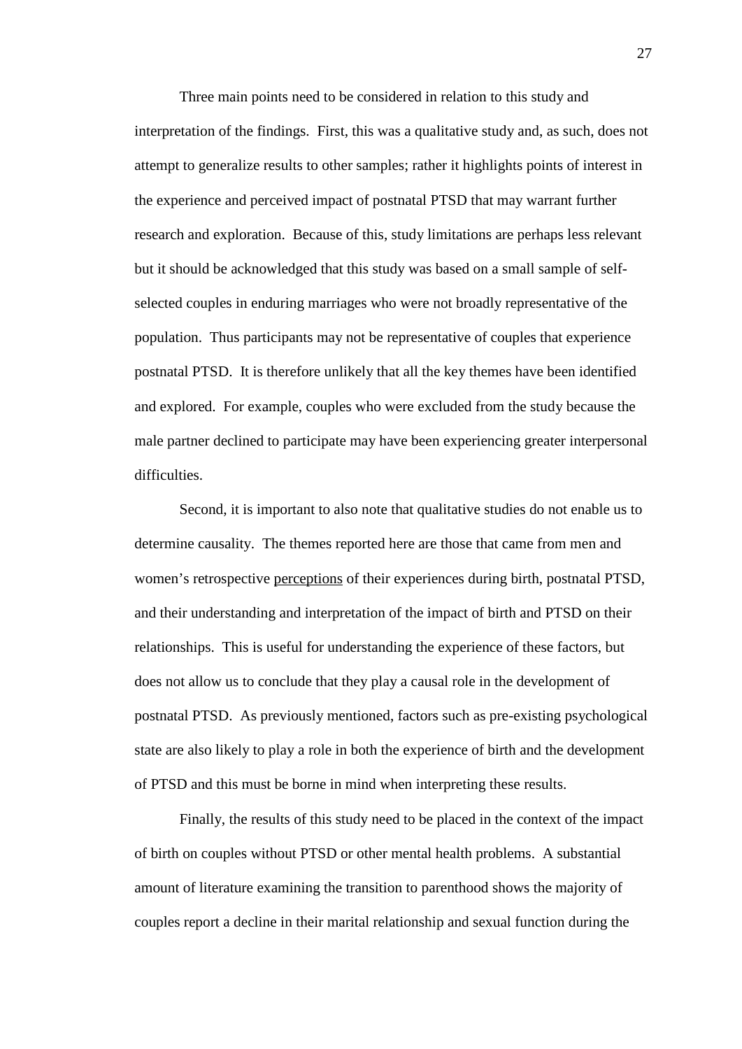Three main points need to be considered in relation to this study and interpretation of the findings. First, this was a qualitative study and, as such, does not attempt to generalize results to other samples; rather it highlights points of interest in the experience and perceived impact of postnatal PTSD that may warrant further research and exploration. Because of this, study limitations are perhaps less relevant but it should be acknowledged that this study was based on a small sample of self-selected couples in enduring marriages who were not broadly representative of the population. Thus participants may not be representative of couples that experience postnatal PTSD. It is therefore unlikely that all the key themes have been identified and explored. For example, couples who were excluded from the study because the male partner declined to participate may have been experiencing greater interpersonal difficulties.

Second, it is important to also note that qualitative studies do not enable us to determine causality. The themes reported here are those that came from men and women's retrospective <u>perceptions</u> of their experiences during birth, postnatal PTSD, and their understanding and interpretation of the impact of birth and PTSD on their relationships. This is useful for understanding the experience of these factors, but does not allow us to conclude that they play a causal role in the development of postnatal PTSD. As previously mentioned, factors such as pre-existing psychological state are also likely to play a role in both the experience of birth and the development of PTSD and this must be borne in mind when interpreting these results.

Finally, the results of this study need to be placed in the context of the impact of birth on couples without PTSD or other mental health problems. A substantial amount of literature examining the transition to parenthood shows the majority of couples report a decline in their marital relationship and sexual function during the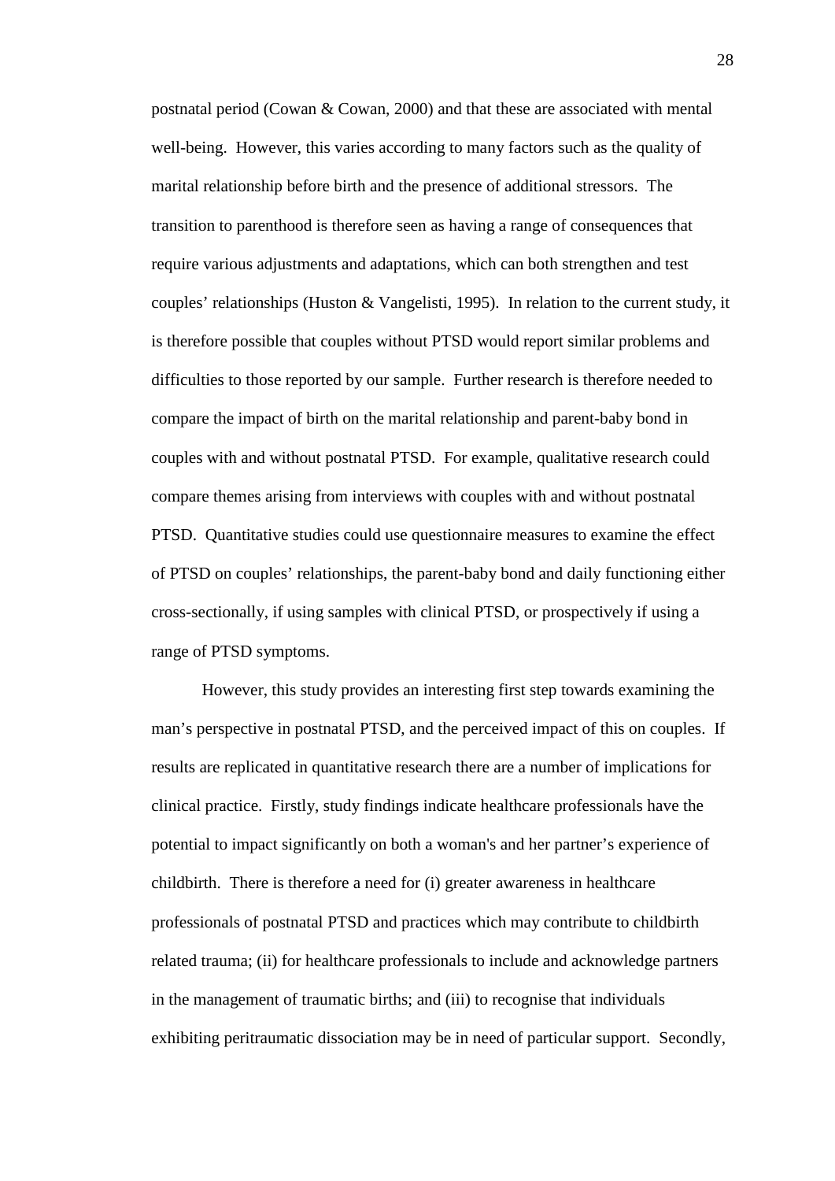postnatal period (Cowan & Cowan, 2000) and that these are associated with mental well-being. However, this varies according to many factors such as the quality of marital relationship before birth and the presence of additional stressors. The transition to parenthood is therefore seen as having a range of consequences that require various adjustments and adaptations, which can both strengthen and test couples' relationships (Huston & Vangelisti, 1995). In relation to the current study, it is therefore possible that couples without PTSD would report similar problems and difficulties to those reported by our sample. Further research is therefore needed to compare the impact of birth on the marital relationship and parent-baby bond in couples with and without postnatal PTSD. For example, qualitative research could compare themes arising from interviews with couples with and without postnatal PTSD. Quantitative studies could use questionnaire measures to examine the effect of PTSD on couples' relationships, the parent-baby bond and daily functioning either cross-sectionally, if using samples with clinical PTSD, or prospectively if using a range of PTSD symptoms.

However, this study provides an interesting first step towards examining the man's perspective in postnatal PTSD, and the perceived impact of this on couples. If results are replicated in quantitative research there are a number of implications for clinical practice. Firstly, study findings indicate healthcare professionals have the potential to impact significantly on both a woman's and her partner's experience of childbirth. There is therefore a need for (i) greater awareness in healthcare professionals of postnatal PTSD and practices which may contribute to childbirth related trauma; (ii) for healthcare professionals to include and acknowledge partners in the management of traumatic births; and (iii) to recognise that individuals exhibiting peritraumatic dissociation may be in need of particular support. Secondly,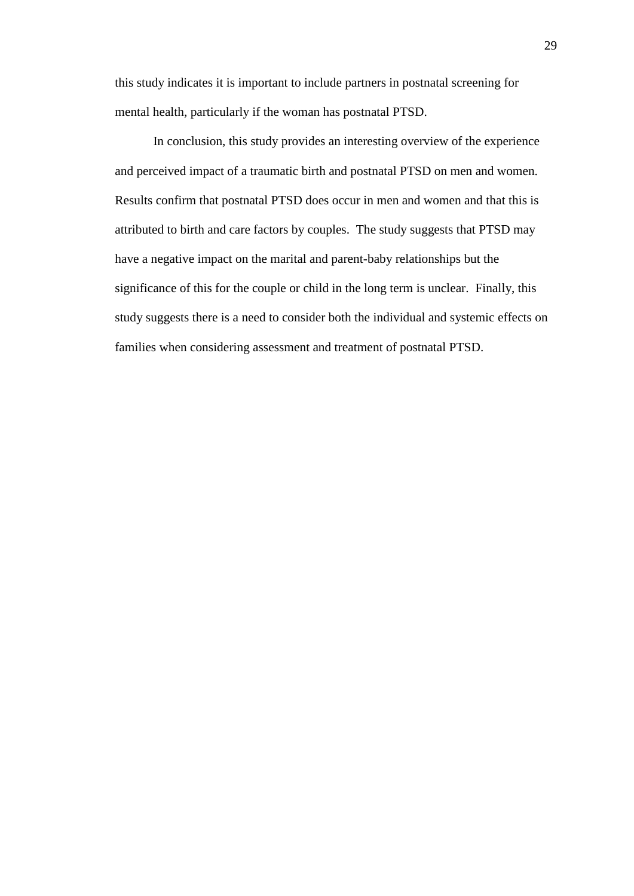this study indicates it is important to include partners in postnatal screening for mental health, particularly if the woman has postnatal PTSD.

In conclusion, this study provides an interesting overview of the experience and perceived impact of a traumatic birth and postnatal PTSD on men and women. Results confirm that postnatal PTSD does occur in men and women and that this is attributed to birth and care factors by couples. The study suggests that PTSD may have a negative impact on the marital and parent-baby relationships but the significance of this for the couple or child in the long term is unclear. Finally, this study suggests there is a need to consider both the individual and systemic effects on families when considering assessment and treatment of postnatal PTSD.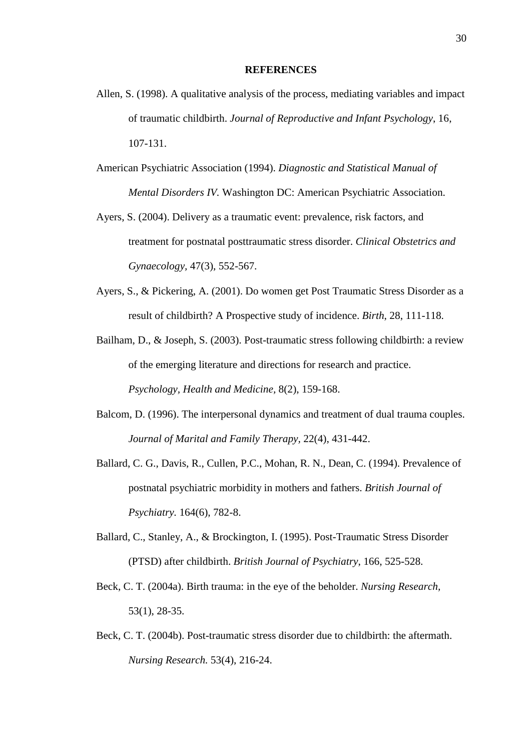**REFERENCES**

Allen, S. (1998). A qualitative analysis of the process, mediating variables and impact of traumatic childbirth. *Journal of Reproductive and Infant Psychology*, 16, 107-131.

American Psychiatric Association (1994). *Diagnostic and Statistical Manual of Mental Disorders IV*. Washington DC: American Psychiatric Association.

Ayers, S. (2004). Delivery as a traumatic event: prevalence, risk factors, and treatment for postnatal posttraumatic stress disorder. *Clinical Obstetrics and Gynaecology*, 47(3), 552-567.

Ayers, S., & Pickering, A. (2001). Do women get Post Traumatic Stress Disorder as a result of childbirth? A Prospective study of incidence. *Birth*, 28, 111-118.

Bailham, D., & Joseph, S. (2003). Post-traumatic stress following childbirth: a review of the emerging literature and directions for research and practice. *Psychology, Health and Medicine*, 8(2), 159-168.

Balcom, D. (1996). The interpersonal dynamics and treatment of dual trauma couples. *Journal of Marital and Family Therapy*, 22(4), 431-442.

Ballard, C. G., Davis, R., Cullen, P.C., Mohan, R. N., Dean, C. (1994). Prevalence of postnatal psychiatric morbidity in mothers and fathers. *British Journal of Psychiatry*. 164(6), 782-8.

Ballard, C., Stanley, A., & Brockington, I. (1995). Post-Traumatic Stress Disorder (PTSD) after childbirth. *British Journal of Psychiatry*, 166, 525-528.

Beck, C. T. (2004a). Birth trauma: in the eye of the beholder. *Nursing Research*, 53(1), 28-35.

Beck, C. T. (2004b). Post-traumatic stress disorder due to childbirth: the aftermath. *Nursing Research*. 53(4), 216-24.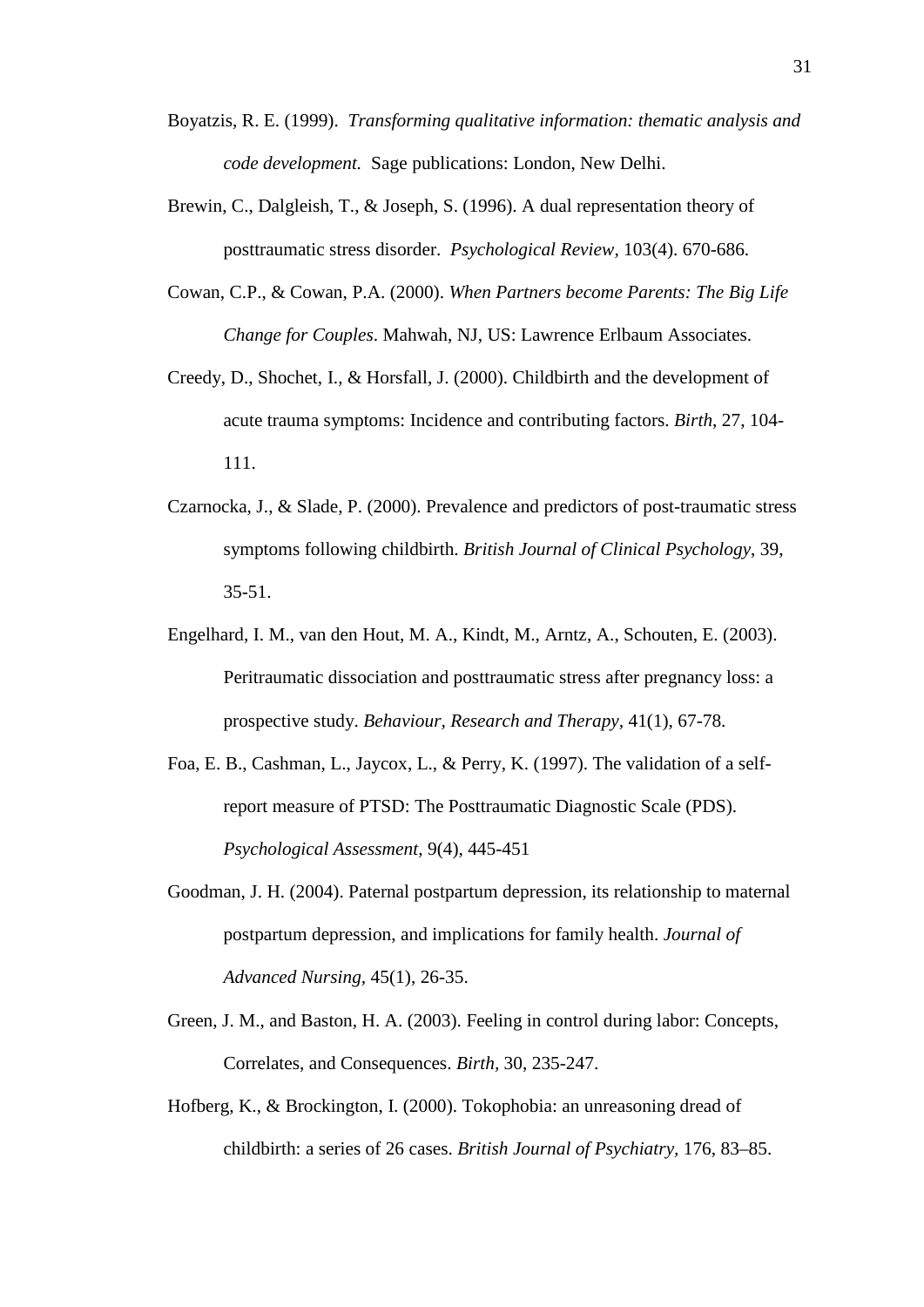Boyatzis, R. E. (1999). *Transforming qualitative information: thematic analysis and code development.* Sage publications: London, New Delhi.

Brewin, C., Dalgleish, T., & Joseph, S. (1996). A dual representation theory of posttraumatic stress disorder. *Psychological Review*, 103(4). 670-686.

Cowan, C.P., & Cowan, P.A. (2000). *When Partners become Parents: The Big Life Change for Couples*. Mahwah, NJ, US: Lawrence Erlbaum Associates.

Creedy, D., Shochet, I., & Horsfall, J. (2000). Childbirth and the development of acute trauma symptoms: Incidence and contributing factors. *Birth*, 27, 104-111.

Czarnocka, J., & Slade, P. (2000). Prevalence and predictors of post-traumatic stress symptoms following childbirth. *British Journal of Clinical Psychology*, 39, 35-51.

Engelhard, I. M., van den Hout, M. A., Kindt, M., Arntz, A., Schouten, E. (2003). Peritraumatic dissociation and posttraumatic stress after pregnancy loss: a prospective study. *Behaviour, Research and Therapy*, 41(1), 67-78.

Foa, E. B., Cashman, L., Jaycox, L., & Perry, K. (1997). The validation of a self-report measure of PTSD: The Posttraumatic Diagnostic Scale (PDS). *Psychological Assessment*, 9(4), 445-451

Goodman, J. H. (2004). Paternal postpartum depression, its relationship to maternal postpartum depression, and implications for family health. *Journal of Advanced Nursing*, 45(1), 26-35.

Green, J. M., and Baston, H. A. (2003). Feeling in control during labor: Concepts, Correlates, and Consequences. *Birth*, 30, 235-247.

Hofberg, K., & Brockington, I. (2000). Tokophobia: an unreasoning dread of childbirth: a series of 26 cases. *British Journal of Psychiatry*, 176, 83–85.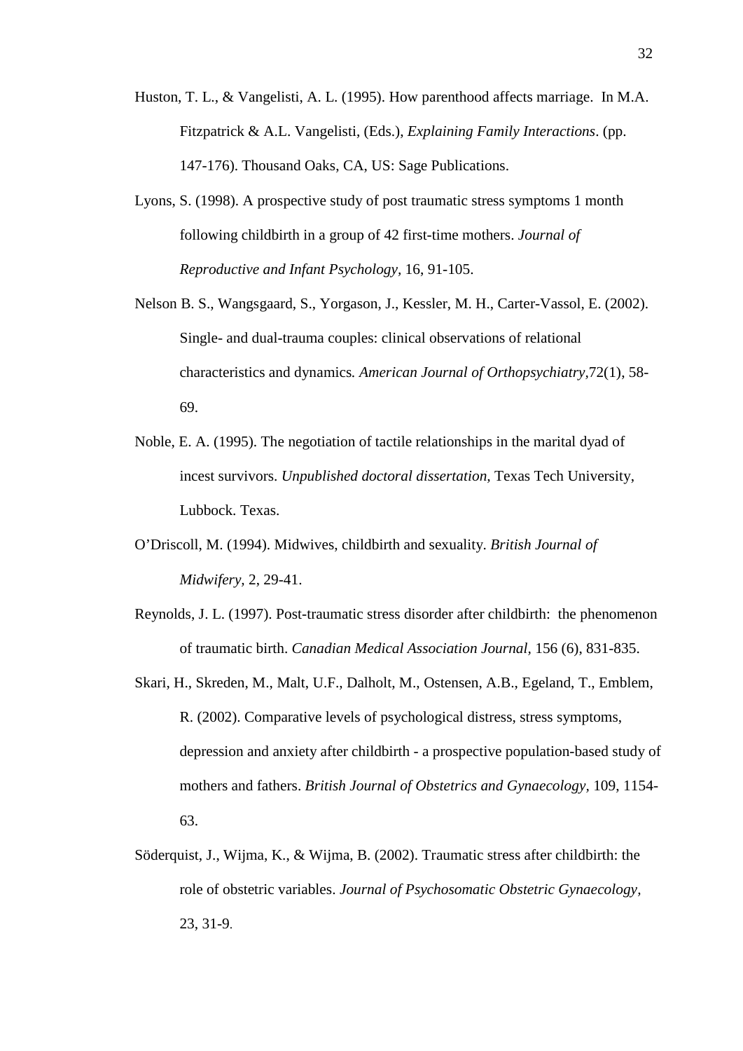Huston, T. L., & Vangelisti, A. L. (1995). How parenthood affects marriage. In M.A. Fitzpatrick & A.L. Vangelisti, (Eds.), *Explaining Family Interactions*. (pp. 147-176). Thousand Oaks, CA, US: Sage Publications.

Lyons, S. (1998). A prospective study of post traumatic stress symptoms 1 month following childbirth in a group of 42 first-time mothers. *Journal of Reproductive and Infant Psychology*, 16, 91-105.

Nelson B. S., Wangsgaard, S., Yorgason, J., Kessler, M. H., Carter-Vassol, E. (2002). Single- and dual-trauma couples: clinical observations of relational characteristics and dynamics*. American Journal of Orthopsychiatry*,72(1), 58-69.

Noble, E. A. (1995). The negotiation of tactile relationships in the marital dyad of incest survivors. *Unpublished doctoral dissertation*, Texas Tech University, Lubbock. Texas.

O'Driscoll, M. (1994). Midwives, childbirth and sexuality. *British Journal of Midwifery,* 2, 29-41.

Reynolds, J. L. (1997). Post-traumatic stress disorder after childbirth: the phenomenon of traumatic birth. *Canadian Medical Association Journal,* 156 (6), 831-835.

Skari, H., Skreden, M., Malt, U.F., Dalholt, M., Ostensen, A.B., Egeland, T., Emblem, R. (2002). Comparative levels of psychological distress, stress symptoms, depression and anxiety after childbirth - a prospective population-based study of mothers and fathers. *British Journal of Obstetrics and Gynaecology*, 109, 1154-63.

Söderquist, J., Wijma, K., & Wijma, B. (2002). Traumatic stress after childbirth: the role of obstetric variables. *Journal of Psychosomatic Obstetric Gynaecology*, 23, 31-9.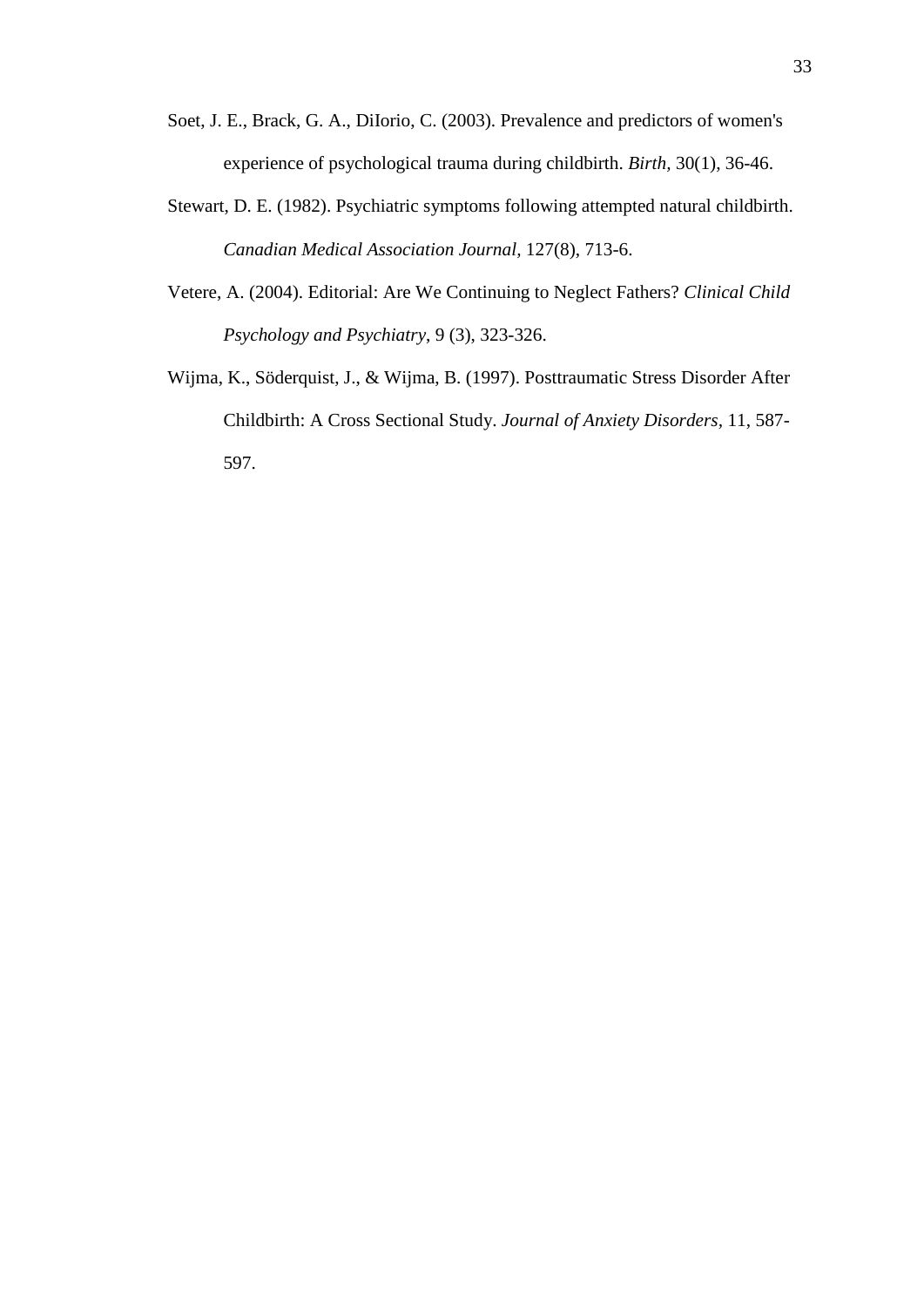Soet, J. E., Brack, G. A., DiIorio, C. (2003). Prevalence and predictors of women's experience of psychological trauma during childbirth. *Birth*, 30(1), 36-46.

Stewart, D. E. (1982). Psychiatric symptoms following attempted natural childbirth. *Canadian Medical Association Journal*, 127(8), 713-6.

Vetere, A. (2004). Editorial: Are We Continuing to Neglect Fathers? *Clinical Child Psychology and Psychiatry*, 9 (3), 323-326.

Wijma, K., Söderquist, J., & Wijma, B. (1997). Posttraumatic Stress Disorder After Childbirth: A Cross Sectional Study. *Journal of Anxiety Disorders*, 11, 587-597.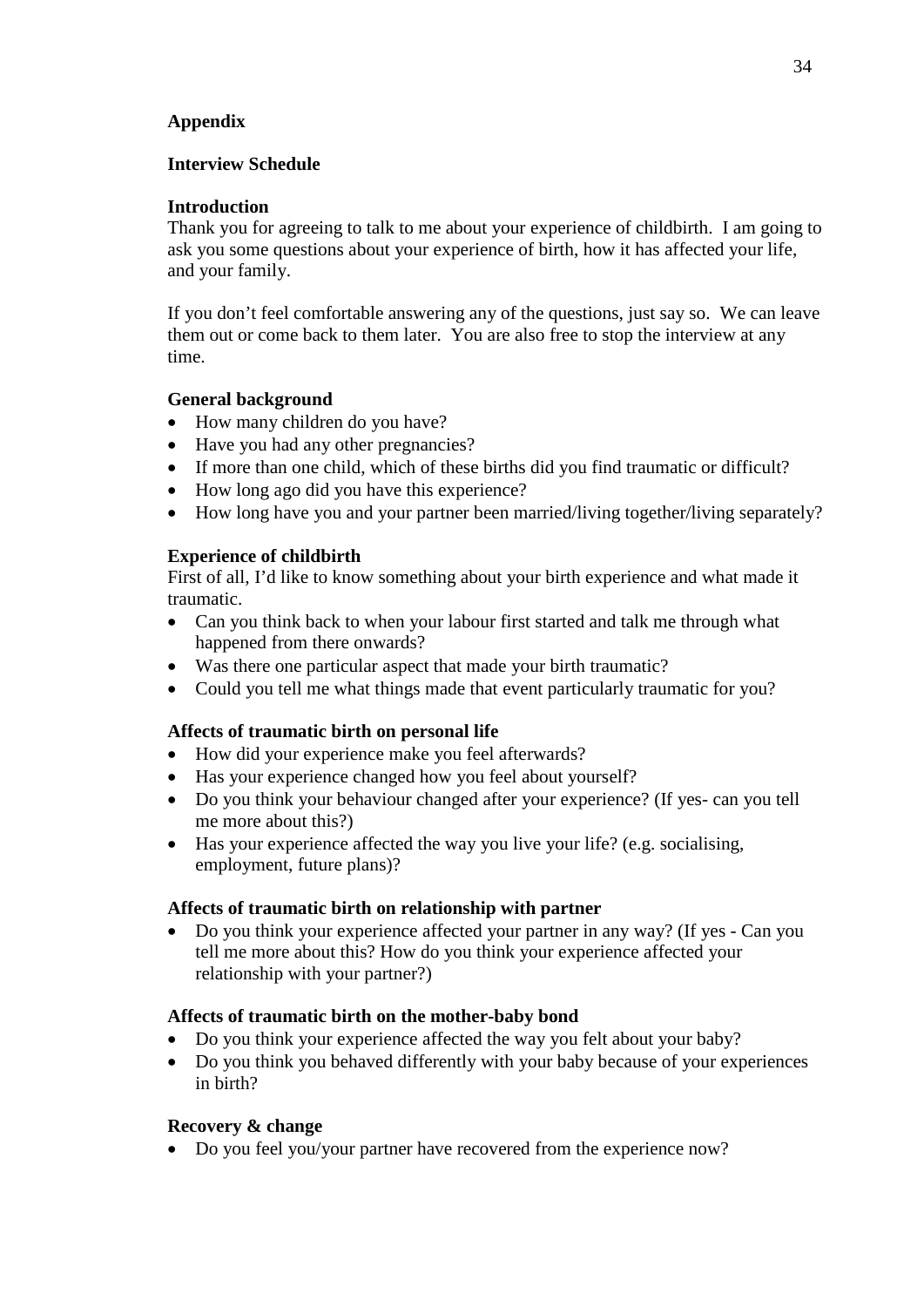## Appendix

### Interview Schedule

**Introduction**

Thank you for agreeing to talk to me about your experience of childbirth. I am going to ask you some questions about your experience of birth, how it has affected your life, and your family.

If you don't feel comfortable answering any of the questions, just say so. We can leave them out or come back to them later. You are also free to stop the interview at any time.

**General background**

- How many children do you have?
- Have you had any other pregnancies?
- If more than one child, which of these births did you find traumatic or difficult?
- How long ago did you have this experience?
- How long have you and your partner been married/living together/living separately?

**Experience of childbirth**

First of all, I'd like to know something about your birth experience and what made it traumatic.

- Can you think back to when your labour first started and talk me through what happened from there onwards?
- Was there one particular aspect that made your birth traumatic?
- Could you tell me what things made that event particularly traumatic for you?

**Affects of traumatic birth on personal life**

- How did your experience make you feel afterwards?
- Has your experience changed how you feel about yourself?
- Do you think your behaviour changed after your experience? (If yes- can you tell me more about this?)
- Has your experience affected the way you live your life? (e.g. socialising, employment, future plans)?

**Affects of traumatic birth on relationship with partner**

- Do you think your experience affected your partner in any way? (If yes - Can you tell me more about this? How do you think your experience affected your relationship with your partner?)

**Affects of traumatic birth on the mother-baby bond**

- Do you think your experience affected the way you felt about your baby?
- Do you think you behaved differently with your baby because of your experiences in birth?

**Recovery & change**

- Do you feel you/your partner have recovered from the experience now?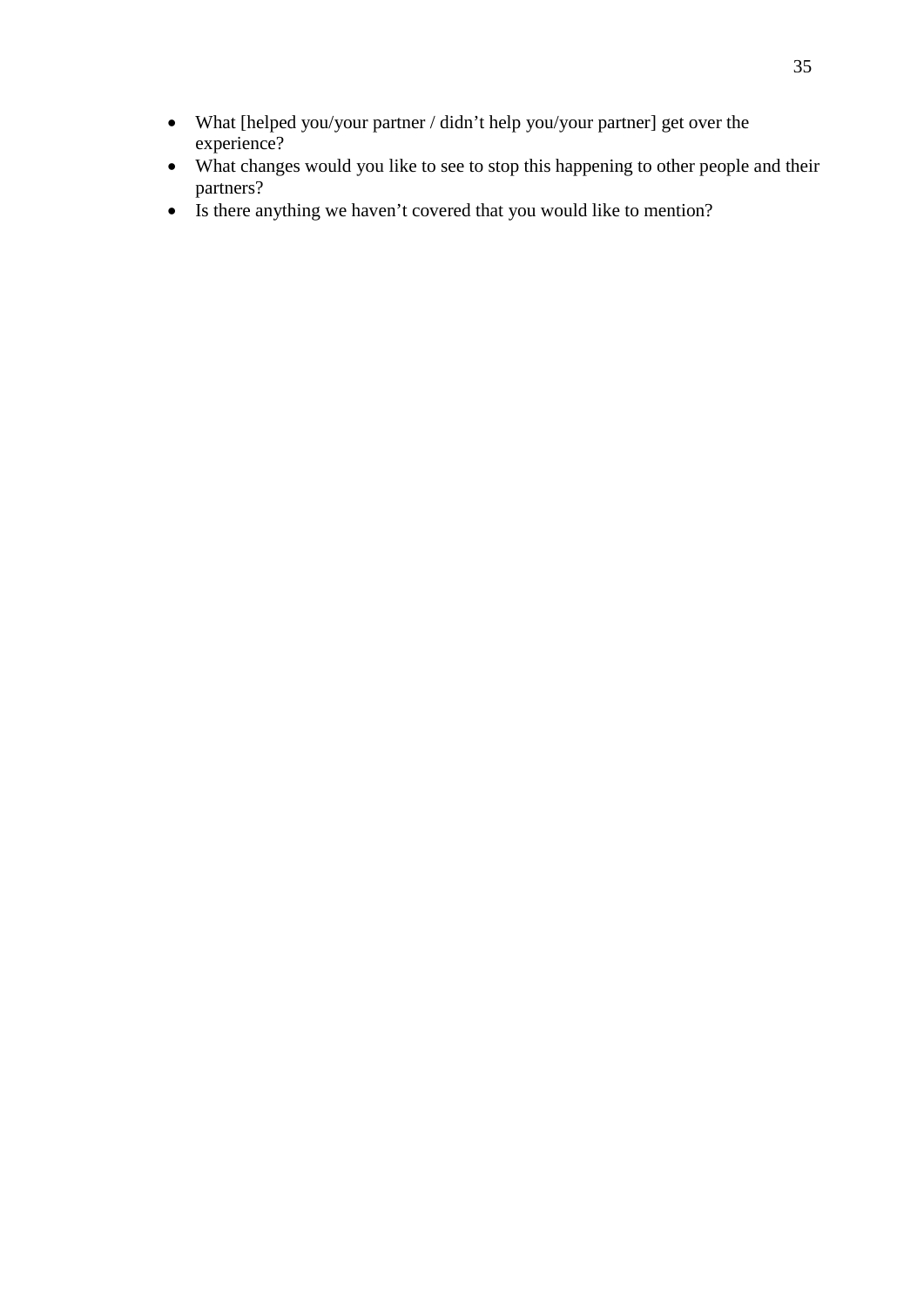- What [helped you/your partner / didn't help you/your partner] get over the experience?
- What changes would you like to see to stop this happening to other people and their partners?
- Is there anything we haven't covered that you would like to mention?